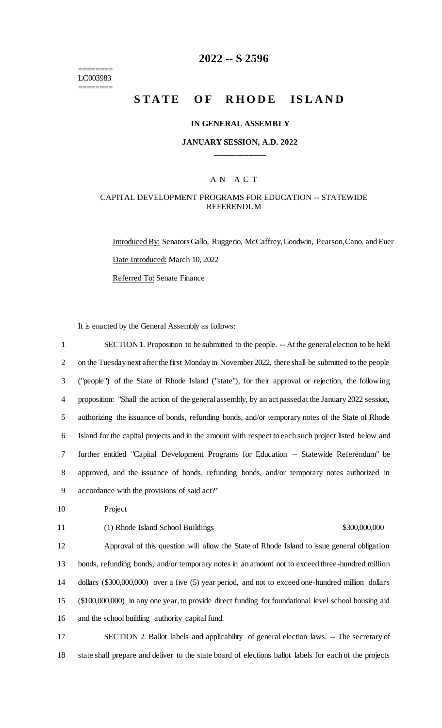# 2022 -- S 2596

========
LC003983
========

# STATE OF RHODE ISLAND

**IN GENERAL ASSEMBLY**

**JANUARY SESSION, A.D. 2022**

A N A C T

CAPITAL DEVELOPMENT PROGRAMS FOR EDUCATION -- STATEWIDE REFERENDUM

Introduced By: Senators Gallo, Ruggerio, McCaffrey, Goodwin, Pearson, Cano, and Euer

Date Introduced: March 10, 2022

Referred To: Senate Finance

It is enacted by the General Assembly as follows:

1 SECTION 1. Proposition to be submitted to the people. -- At the general election to be held
2 on the Tuesday next after the first Monday in November 2022, there shall be submitted to the people
3 ("people") of the State of Rhode Island ("state"), for their approval or rejection, the following
4 proposition: "Shall the action of the general assembly, by an act passed at the January 2022 session,
5 authorizing the issuance of bonds, refunding bonds, and/or temporary notes of the State of Rhode
6 Island for the capital projects and in the amount with respect to each such project listed below and
7 further entitled "Capital Development Programs for Education -- Statewide Referendum" be
8 approved, and the issuance of bonds, refunding bonds, and/or temporary notes authorized in
9 accordance with the provisions of said act?"

10 Project

11 (1) Rhode Island School Buildings $300,000,000

12 Approval of this question will allow the State of Rhode Island to issue general obligation
13 bonds, refunding bonds, and/or temporary notes in an amount not to exceed three-hundred million
14 dollars ($300,000,000) over a five (5) year period, and not to exceed one-hundred million dollars
15 ($100,000,000) in any one year, to provide direct funding for foundational level school housing aid
16 and the school building authority capital fund.

17 SECTION 2. Ballot labels and applicability of general election laws. -- The secretary of
18 state shall prepare and deliver to the state board of elections ballot labels for each of the projects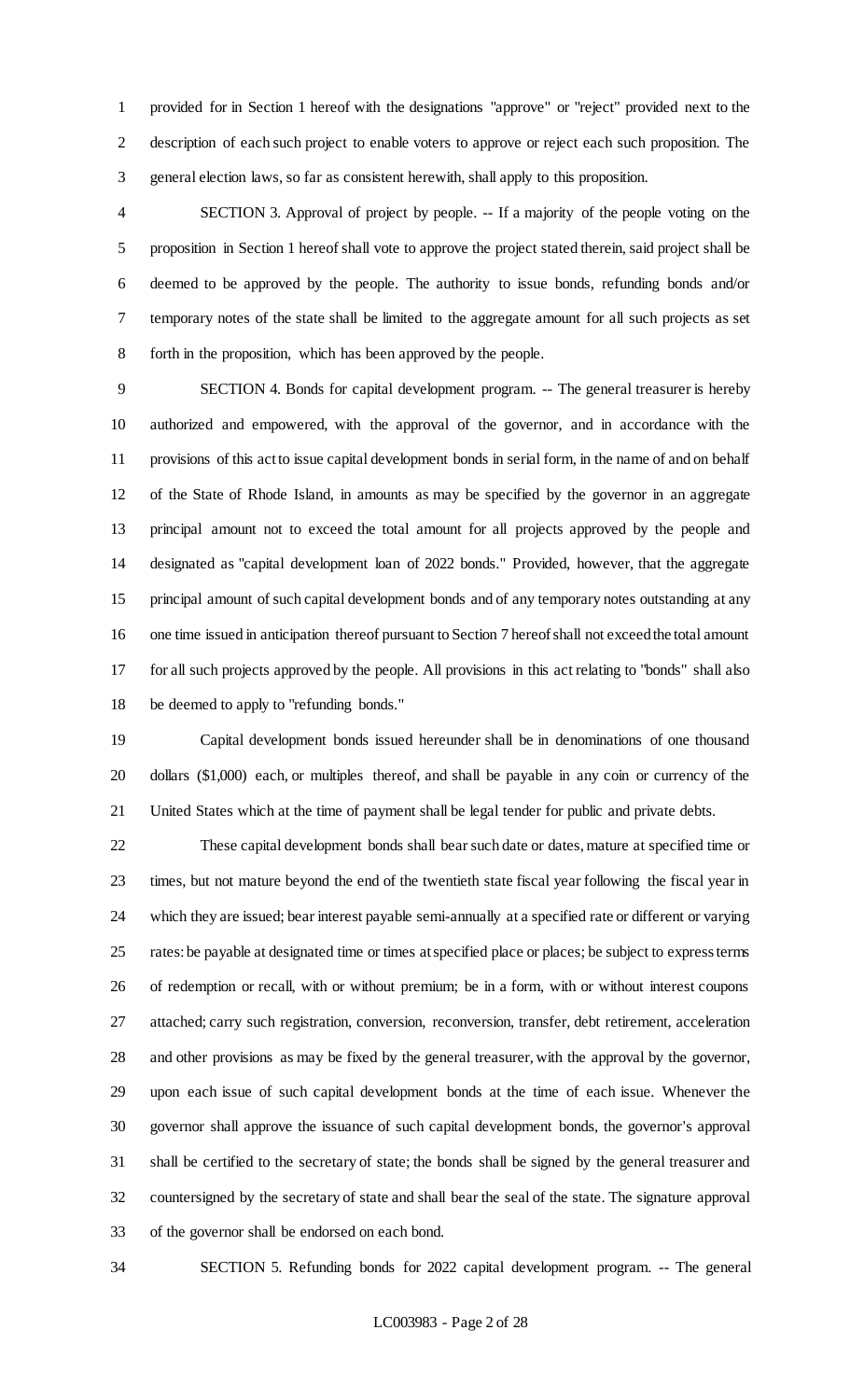provided for in Section 1 hereof with the designations "approve" or "reject" provided next to the description of each such project to enable voters to approve or reject each such proposition. The general election laws, so far as consistent herewith, shall apply to this proposition.

SECTION 3. Approval of project by people. -- If a majority of the people voting on the proposition in Section 1 hereof shall vote to approve the project stated therein, said project shall be deemed to be approved by the people. The authority to issue bonds, refunding bonds and/or temporary notes of the state shall be limited to the aggregate amount for all such projects as set forth in the proposition, which has been approved by the people.

SECTION 4. Bonds for capital development program. -- The general treasurer is hereby authorized and empowered, with the approval of the governor, and in accordance with the provisions of this act to issue capital development bonds in serial form, in the name of and on behalf of the State of Rhode Island, in amounts as may be specified by the governor in an aggregate principal amount not to exceed the total amount for all projects approved by the people and designated as "capital development loan of 2022 bonds." Provided, however, that the aggregate principal amount of such capital development bonds and of any temporary notes outstanding at any one time issued in anticipation thereof pursuant to Section 7 hereof shall not exceed the total amount for all such projects approved by the people. All provisions in this act relating to "bonds" shall also be deemed to apply to "refunding bonds."

Capital development bonds issued hereunder shall be in denominations of one thousand dollars ($1,000) each, or multiples thereof, and shall be payable in any coin or currency of the United States which at the time of payment shall be legal tender for public and private debts.

These capital development bonds shall bear such date or dates, mature at specified time or times, but not mature beyond the end of the twentieth state fiscal year following the fiscal year in which they are issued; bear interest payable semi-annually at a specified rate or different or varying rates: be payable at designated time or times at specified place or places; be subject to express terms of redemption or recall, with or without premium; be in a form, with or without interest coupons attached; carry such registration, conversion, reconversion, transfer, debt retirement, acceleration and other provisions as may be fixed by the general treasurer, with the approval by the governor, upon each issue of such capital development bonds at the time of each issue. Whenever the governor shall approve the issuance of such capital development bonds, the governor's approval shall be certified to the secretary of state; the bonds shall be signed by the general treasurer and countersigned by the secretary of state and shall bear the seal of the state. The signature approval of the governor shall be endorsed on each bond.

SECTION 5. Refunding bonds for 2022 capital development program. -- The general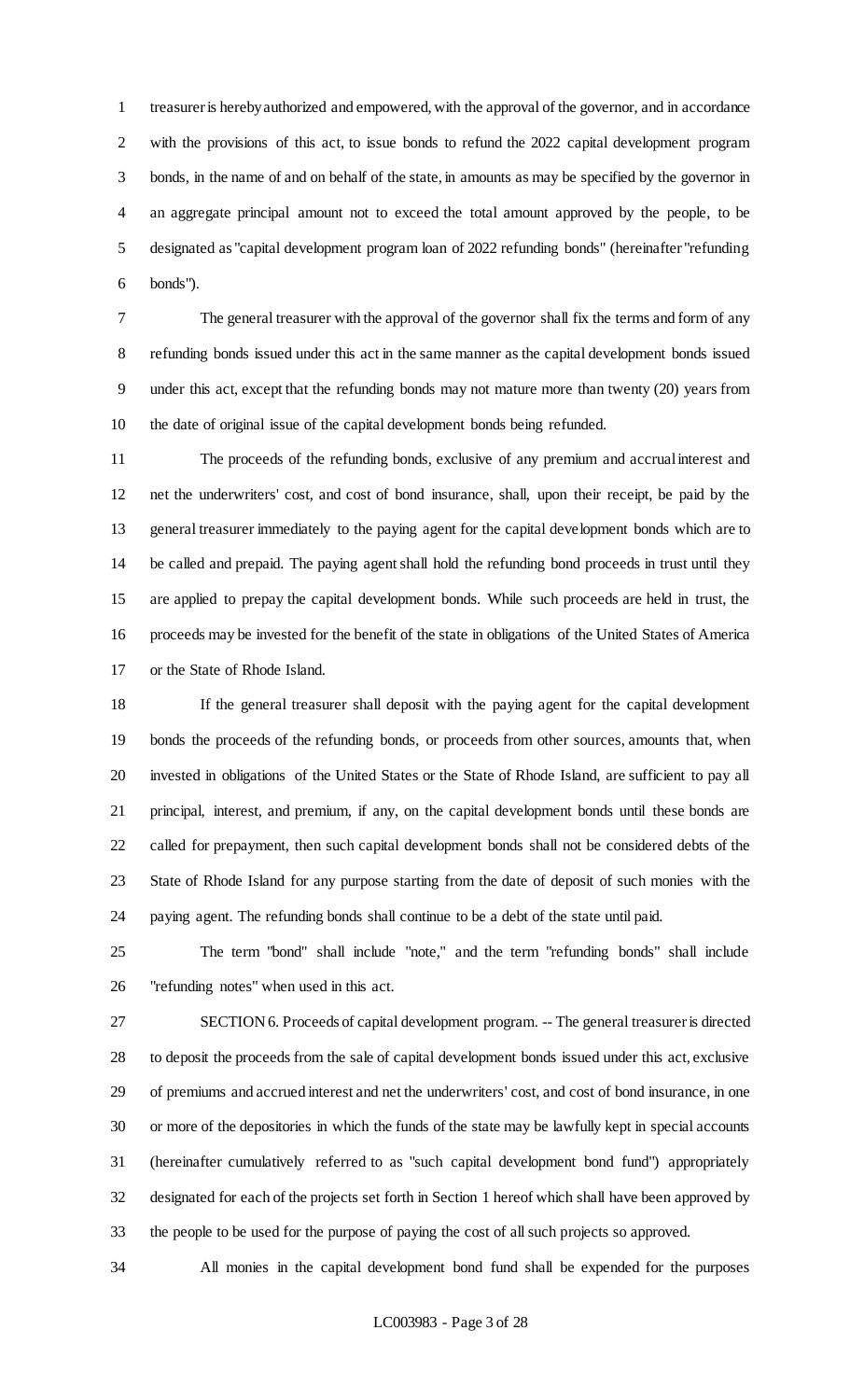treasurer is hereby authorized and empowered, with the approval of the governor, and in accordance with the provisions of this act, to issue bonds to refund the 2022 capital development program bonds, in the name of and on behalf of the state, in amounts as may be specified by the governor in an aggregate principal amount not to exceed the total amount approved by the people, to be designated as "capital development program loan of 2022 refunding bonds" (hereinafter "refunding bonds").

The general treasurer with the approval of the governor shall fix the terms and form of any refunding bonds issued under this act in the same manner as the capital development bonds issued under this act, except that the refunding bonds may not mature more than twenty (20) years from the date of original issue of the capital development bonds being refunded.

The proceeds of the refunding bonds, exclusive of any premium and accrual interest and net the underwriters' cost, and cost of bond insurance, shall, upon their receipt, be paid by the general treasurer immediately to the paying agent for the capital development bonds which are to be called and prepaid. The paying agent shall hold the refunding bond proceeds in trust until they are applied to prepay the capital development bonds. While such proceeds are held in trust, the proceeds may be invested for the benefit of the state in obligations of the United States of America or the State of Rhode Island.

If the general treasurer shall deposit with the paying agent for the capital development bonds the proceeds of the refunding bonds, or proceeds from other sources, amounts that, when invested in obligations of the United States or the State of Rhode Island, are sufficient to pay all principal, interest, and premium, if any, on the capital development bonds until these bonds are called for prepayment, then such capital development bonds shall not be considered debts of the State of Rhode Island for any purpose starting from the date of deposit of such monies with the paying agent. The refunding bonds shall continue to be a debt of the state until paid.

The term "bond" shall include "note," and the term "refunding bonds" shall include "refunding notes" when used in this act.

SECTION 6. Proceeds of capital development program. -- The general treasurer is directed to deposit the proceeds from the sale of capital development bonds issued under this act, exclusive of premiums and accrued interest and net the underwriters' cost, and cost of bond insurance, in one or more of the depositories in which the funds of the state may be lawfully kept in special accounts (hereinafter cumulatively referred to as "such capital development bond fund") appropriately designated for each of the projects set forth in Section 1 hereof which shall have been approved by the people to be used for the purpose of paying the cost of all such projects so approved.

All monies in the capital development bond fund shall be expended for the purposes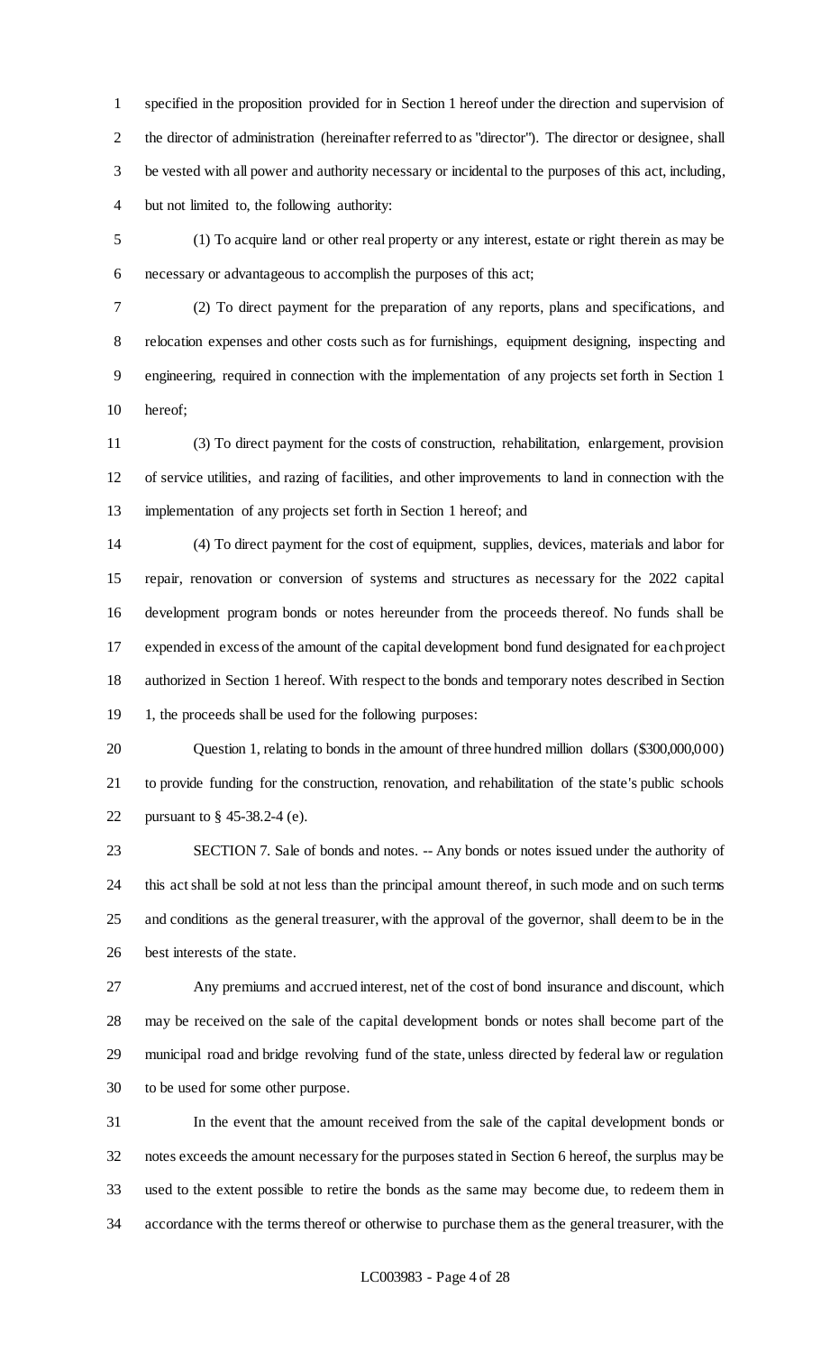specified in the proposition provided for in Section 1 hereof under the direction and supervision of the director of administration (hereinafter referred to as "director"). The director or designee, shall be vested with all power and authority necessary or incidental to the purposes of this act, including, but not limited to, the following authority:

(1) To acquire land or other real property or any interest, estate or right therein as may be necessary or advantageous to accomplish the purposes of this act;

(2) To direct payment for the preparation of any reports, plans and specifications, and relocation expenses and other costs such as for furnishings, equipment designing, inspecting and engineering, required in connection with the implementation of any projects set forth in Section 1 hereof;

(3) To direct payment for the costs of construction, rehabilitation, enlargement, provision of service utilities, and razing of facilities, and other improvements to land in connection with the implementation of any projects set forth in Section 1 hereof; and

(4) To direct payment for the cost of equipment, supplies, devices, materials and labor for repair, renovation or conversion of systems and structures as necessary for the 2022 capital development program bonds or notes hereunder from the proceeds thereof. No funds shall be expended in excess of the amount of the capital development bond fund designated for each project authorized in Section 1 hereof. With respect to the bonds and temporary notes described in Section 1, the proceeds shall be used for the following purposes:

Question 1, relating to bonds in the amount of three hundred million dollars ($300,000,000) to provide funding for the construction, renovation, and rehabilitation of the state's public schools pursuant to § 45-38.2-4 (e).

SECTION 7. Sale of bonds and notes. -- Any bonds or notes issued under the authority of this act shall be sold at not less than the principal amount thereof, in such mode and on such terms and conditions as the general treasurer, with the approval of the governor, shall deem to be in the best interests of the state.

Any premiums and accrued interest, net of the cost of bond insurance and discount, which may be received on the sale of the capital development bonds or notes shall become part of the municipal road and bridge revolving fund of the state, unless directed by federal law or regulation to be used for some other purpose.

In the event that the amount received from the sale of the capital development bonds or notes exceeds the amount necessary for the purposes stated in Section 6 hereof, the surplus may be used to the extent possible to retire the bonds as the same may become due, to redeem them in accordance with the terms thereof or otherwise to purchase them as the general treasurer, with the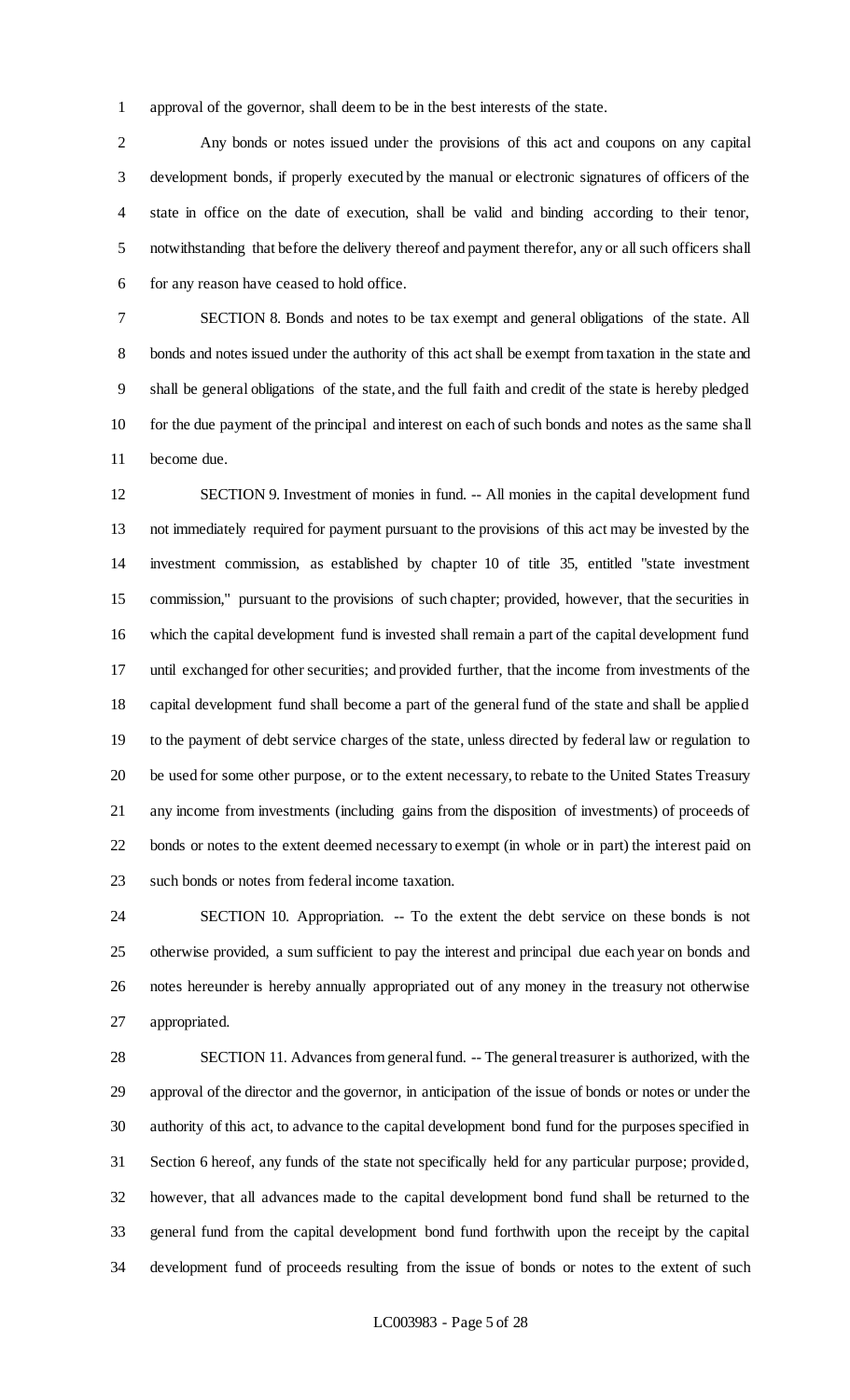approval of the governor, shall deem to be in the best interests of the state.

Any bonds or notes issued under the provisions of this act and coupons on any capital development bonds, if properly executed by the manual or electronic signatures of officers of the state in office on the date of execution, shall be valid and binding according to their tenor, notwithstanding that before the delivery thereof and payment therefor, any or all such officers shall for any reason have ceased to hold office.

SECTION 8. Bonds and notes to be tax exempt and general obligations of the state. All bonds and notes issued under the authority of this act shall be exempt from taxation in the state and shall be general obligations of the state, and the full faith and credit of the state is hereby pledged for the due payment of the principal and interest on each of such bonds and notes as the same shall become due.

SECTION 9. Investment of monies in fund. -- All monies in the capital development fund not immediately required for payment pursuant to the provisions of this act may be invested by the investment commission, as established by chapter 10 of title 35, entitled "state investment commission," pursuant to the provisions of such chapter; provided, however, that the securities in which the capital development fund is invested shall remain a part of the capital development fund until exchanged for other securities; and provided further, that the income from investments of the capital development fund shall become a part of the general fund of the state and shall be applied to the payment of debt service charges of the state, unless directed by federal law or regulation to be used for some other purpose, or to the extent necessary, to rebate to the United States Treasury any income from investments (including gains from the disposition of investments) of proceeds of bonds or notes to the extent deemed necessary to exempt (in whole or in part) the interest paid on such bonds or notes from federal income taxation.

SECTION 10. Appropriation. -- To the extent the debt service on these bonds is not otherwise provided, a sum sufficient to pay the interest and principal due each year on bonds and notes hereunder is hereby annually appropriated out of any money in the treasury not otherwise appropriated.

SECTION 11. Advances from general fund. -- The general treasurer is authorized, with the approval of the director and the governor, in anticipation of the issue of bonds or notes or under the authority of this act, to advance to the capital development bond fund for the purposes specified in Section 6 hereof, any funds of the state not specifically held for any particular purpose; provided, however, that all advances made to the capital development bond fund shall be returned to the general fund from the capital development bond fund forthwith upon the receipt by the capital development fund of proceeds resulting from the issue of bonds or notes to the extent of such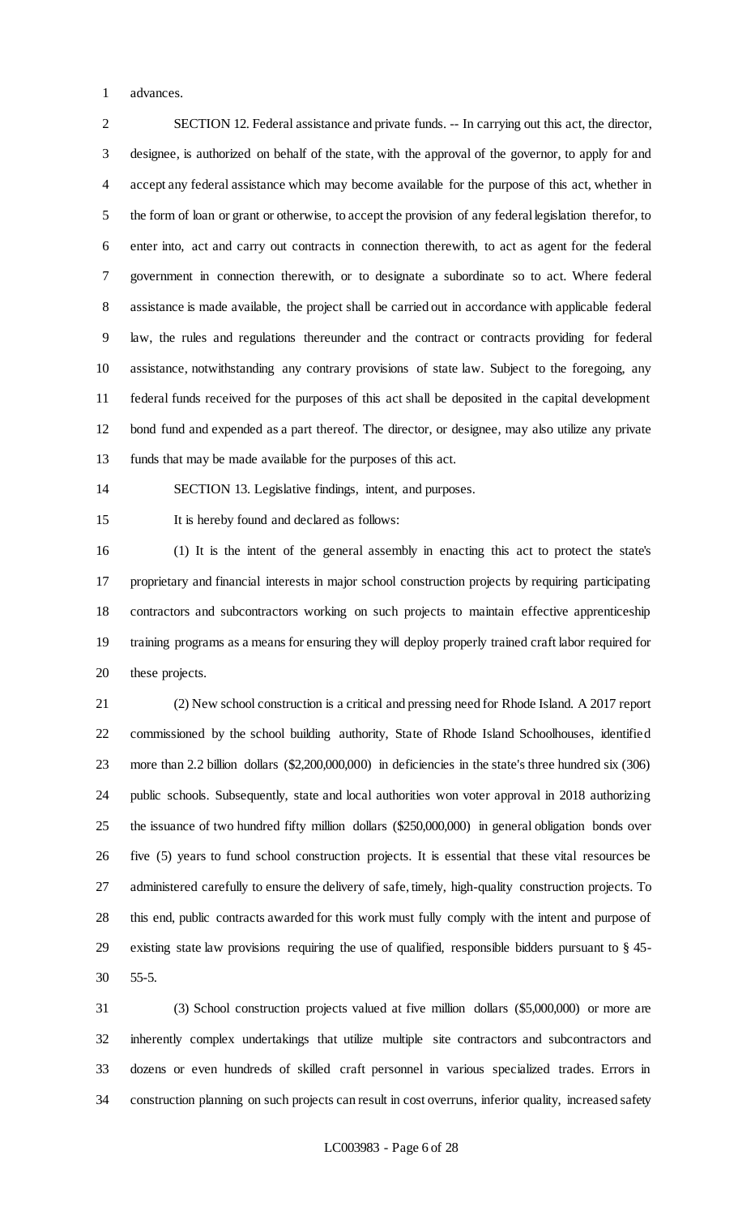advances.

SECTION 12. Federal assistance and private funds. -- In carrying out this act, the director, designee, is authorized on behalf of the state, with the approval of the governor, to apply for and accept any federal assistance which may become available for the purpose of this act, whether in the form of loan or grant or otherwise, to accept the provision of any federal legislation therefor, to enter into, act and carry out contracts in connection therewith, to act as agent for the federal government in connection therewith, or to designate a subordinate so to act. Where federal assistance is made available, the project shall be carried out in accordance with applicable federal law, the rules and regulations thereunder and the contract or contracts providing for federal assistance, notwithstanding any contrary provisions of state law. Subject to the foregoing, any federal funds received for the purposes of this act shall be deposited in the capital development bond fund and expended as a part thereof. The director, or designee, may also utilize any private funds that may be made available for the purposes of this act.

SECTION 13. Legislative findings, intent, and purposes.

It is hereby found and declared as follows:

(1) It is the intent of the general assembly in enacting this act to protect the state's proprietary and financial interests in major school construction projects by requiring participating contractors and subcontractors working on such projects to maintain effective apprenticeship training programs as a means for ensuring they will deploy properly trained craft labor required for these projects.

(2) New school construction is a critical and pressing need for Rhode Island. A 2017 report commissioned by the school building authority, State of Rhode Island Schoolhouses, identified more than 2.2 billion dollars ($2,200,000,000) in deficiencies in the state's three hundred six (306) public schools. Subsequently, state and local authorities won voter approval in 2018 authorizing the issuance of two hundred fifty million dollars ($250,000,000) in general obligation bonds over five (5) years to fund school construction projects. It is essential that these vital resources be administered carefully to ensure the delivery of safe, timely, high-quality construction projects. To this end, public contracts awarded for this work must fully comply with the intent and purpose of existing state law provisions requiring the use of qualified, responsible bidders pursuant to § 45-55-5.

(3) School construction projects valued at five million dollars ($5,000,000) or more are inherently complex undertakings that utilize multiple site contractors and subcontractors and dozens or even hundreds of skilled craft personnel in various specialized trades. Errors in construction planning on such projects can result in cost overruns, inferior quality, increased safety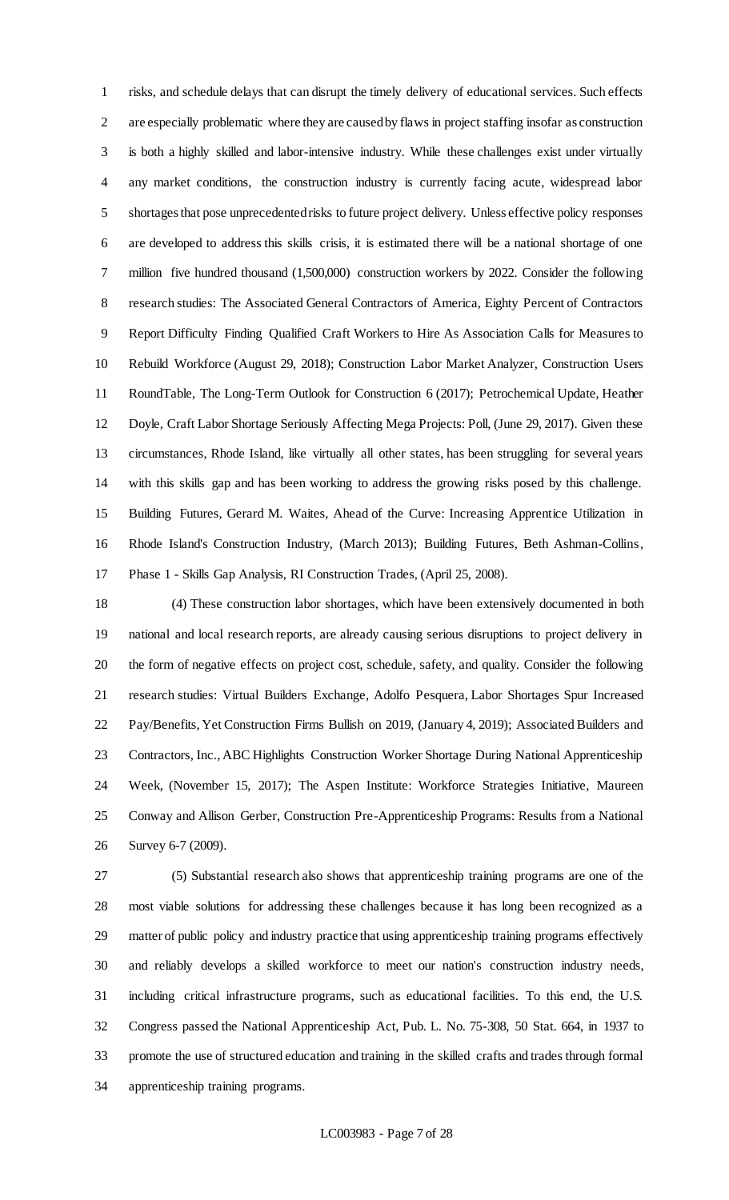risks, and schedule delays that can disrupt the timely delivery of educational services. Such effects are especially problematic where they are caused by flaws in project staffing insofar as construction is both a highly skilled and labor-intensive industry. While these challenges exist under virtually any market conditions, the construction industry is currently facing acute, widespread labor shortages that pose unprecedented risks to future project delivery. Unless effective policy responses are developed to address this skills crisis, it is estimated there will be a national shortage of one million five hundred thousand (1,500,000) construction workers by 2022. Consider the following research studies: The Associated General Contractors of America, Eighty Percent of Contractors Report Difficulty Finding Qualified Craft Workers to Hire As Association Calls for Measures to Rebuild Workforce (August 29, 2018); Construction Labor Market Analyzer, Construction Users RoundTable, The Long-Term Outlook for Construction 6 (2017); Petrochemical Update, Heather Doyle, Craft Labor Shortage Seriously Affecting Mega Projects: Poll, (June 29, 2017). Given these circumstances, Rhode Island, like virtually all other states, has been struggling for several years with this skills gap and has been working to address the growing risks posed by this challenge. Building Futures, Gerard M. Waites, Ahead of the Curve: Increasing Apprentice Utilization in Rhode Island's Construction Industry, (March 2013); Building Futures, Beth Ashman-Collins, Phase 1 - Skills Gap Analysis, RI Construction Trades, (April 25, 2008).

(4) These construction labor shortages, which have been extensively documented in both national and local research reports, are already causing serious disruptions to project delivery in the form of negative effects on project cost, schedule, safety, and quality. Consider the following research studies: Virtual Builders Exchange, Adolfo Pesquera, Labor Shortages Spur Increased Pay/Benefits, Yet Construction Firms Bullish on 2019, (January 4, 2019); Associated Builders and Contractors, Inc., ABC Highlights Construction Worker Shortage During National Apprenticeship Week, (November 15, 2017); The Aspen Institute: Workforce Strategies Initiative, Maureen Conway and Allison Gerber, Construction Pre-Apprenticeship Programs: Results from a National Survey 6-7 (2009).

(5) Substantial research also shows that apprenticeship training programs are one of the most viable solutions for addressing these challenges because it has long been recognized as a matter of public policy and industry practice that using apprenticeship training programs effectively and reliably develops a skilled workforce to meet our nation's construction industry needs, including critical infrastructure programs, such as educational facilities. To this end, the U.S. Congress passed the National Apprenticeship Act, Pub. L. No. 75-308, 50 Stat. 664, in 1937 to promote the use of structured education and training in the skilled crafts and trades through formal apprenticeship training programs.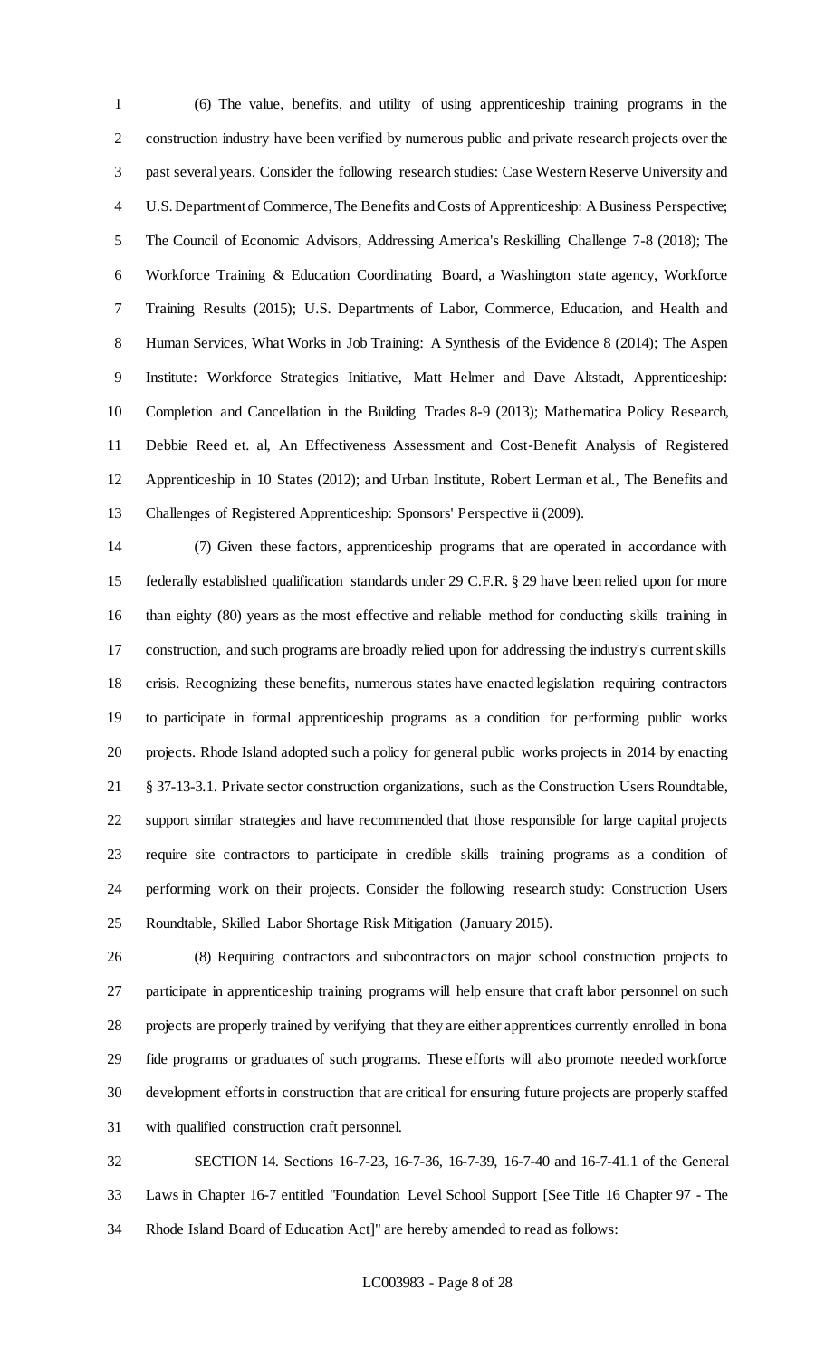(6) The value, benefits, and utility of using apprenticeship training programs in the construction industry have been verified by numerous public and private research projects over the past several years. Consider the following research studies: Case Western Reserve University and U.S. Department of Commerce, The Benefits and Costs of Apprenticeship: A Business Perspective; The Council of Economic Advisors, Addressing America's Reskilling Challenge 7-8 (2018); The Workforce Training & Education Coordinating Board, a Washington state agency, Workforce Training Results (2015); U.S. Departments of Labor, Commerce, Education, and Health and Human Services, What Works in Job Training: A Synthesis of the Evidence 8 (2014); The Aspen Institute: Workforce Strategies Initiative, Matt Helmer and Dave Altstadt, Apprenticeship: Completion and Cancellation in the Building Trades 8-9 (2013); Mathematica Policy Research, Debbie Reed et. al, An Effectiveness Assessment and Cost-Benefit Analysis of Registered Apprenticeship in 10 States (2012); and Urban Institute, Robert Lerman et al., The Benefits and Challenges of Registered Apprenticeship: Sponsors' Perspective ii (2009).

(7) Given these factors, apprenticeship programs that are operated in accordance with federally established qualification standards under 29 C.F.R. § 29 have been relied upon for more than eighty (80) years as the most effective and reliable method for conducting skills training in construction, and such programs are broadly relied upon for addressing the industry's current skills crisis. Recognizing these benefits, numerous states have enacted legislation requiring contractors to participate in formal apprenticeship programs as a condition for performing public works projects. Rhode Island adopted such a policy for general public works projects in 2014 by enacting § 37-13-3.1. Private sector construction organizations, such as the Construction Users Roundtable, support similar strategies and have recommended that those responsible for large capital projects require site contractors to participate in credible skills training programs as a condition of performing work on their projects. Consider the following research study: Construction Users Roundtable, Skilled Labor Shortage Risk Mitigation (January 2015).

(8) Requiring contractors and subcontractors on major school construction projects to participate in apprenticeship training programs will help ensure that craft labor personnel on such projects are properly trained by verifying that they are either apprentices currently enrolled in bona fide programs or graduates of such programs. These efforts will also promote needed workforce development efforts in construction that are critical for ensuring future projects are properly staffed with qualified construction craft personnel.

SECTION 14. Sections 16-7-23, 16-7-36, 16-7-39, 16-7-40 and 16-7-41.1 of the General Laws in Chapter 16-7 entitled "Foundation Level School Support [See Title 16 Chapter 97 - The Rhode Island Board of Education Act]" are hereby amended to read as follows: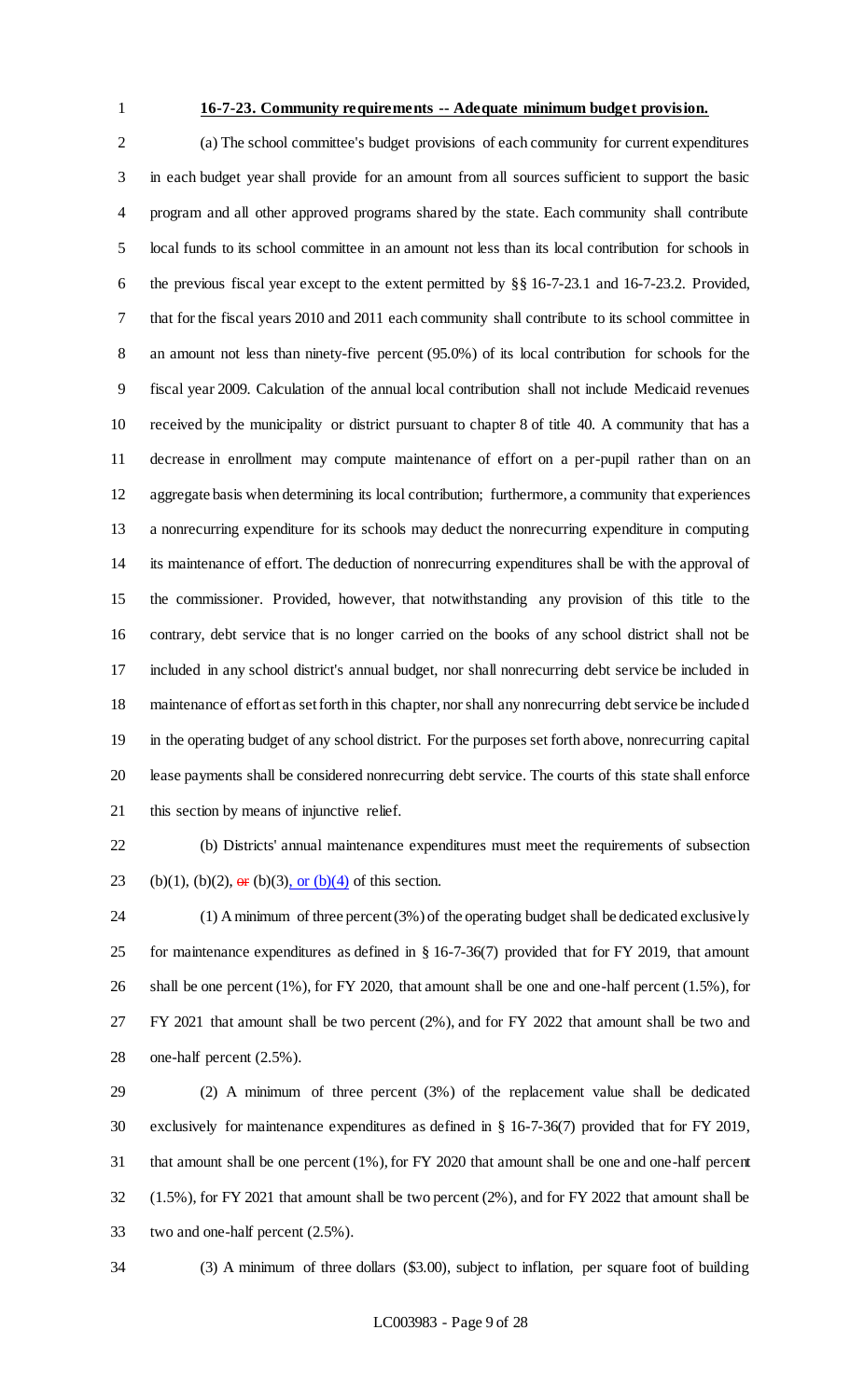**16-7-23. Community requirements -- Adequate minimum budget provision.**

(a) The school committee's budget provisions of each community for current expenditures in each budget year shall provide for an amount from all sources sufficient to support the basic program and all other approved programs shared by the state. Each community shall contribute local funds to its school committee in an amount not less than its local contribution for schools in the previous fiscal year except to the extent permitted by §§ 16-7-23.1 and 16-7-23.2. Provided, that for the fiscal years 2010 and 2011 each community shall contribute to its school committee in an amount not less than ninety-five percent (95.0%) of its local contribution for schools for the fiscal year 2009. Calculation of the annual local contribution shall not include Medicaid revenues received by the municipality or district pursuant to chapter 8 of title 40. A community that has a decrease in enrollment may compute maintenance of effort on a per-pupil rather than on an aggregate basis when determining its local contribution; furthermore, a community that experiences a nonrecurring expenditure for its schools may deduct the nonrecurring expenditure in computing its maintenance of effort. The deduction of nonrecurring expenditures shall be with the approval of the commissioner. Provided, however, that notwithstanding any provision of this title to the contrary, debt service that is no longer carried on the books of any school district shall not be included in any school district's annual budget, nor shall nonrecurring debt service be included in maintenance of effort as set forth in this chapter, nor shall any nonrecurring debt service be included in the operating budget of any school district. For the purposes set forth above, nonrecurring capital lease payments shall be considered nonrecurring debt service. The courts of this state shall enforce this section by means of injunctive relief.

(b) Districts' annual maintenance expenditures must meet the requirements of subsection (b)(1), (b)(2), ~~or~~ (b)(3), or (b)(4) of this section.

(1) A minimum of three percent (3%) of the operating budget shall be dedicated exclusively for maintenance expenditures as defined in § 16-7-36(7) provided that for FY 2019, that amount shall be one percent (1%), for FY 2020, that amount shall be one and one-half percent (1.5%), for FY 2021 that amount shall be two percent (2%), and for FY 2022 that amount shall be two and one-half percent (2.5%).

(2) A minimum of three percent (3%) of the replacement value shall be dedicated exclusively for maintenance expenditures as defined in § 16-7-36(7) provided that for FY 2019, that amount shall be one percent (1%), for FY 2020 that amount shall be one and one-half percent (1.5%), for FY 2021 that amount shall be two percent (2%), and for FY 2022 that amount shall be two and one-half percent (2.5%).

(3) A minimum of three dollars ($3.00), subject to inflation, per square foot of building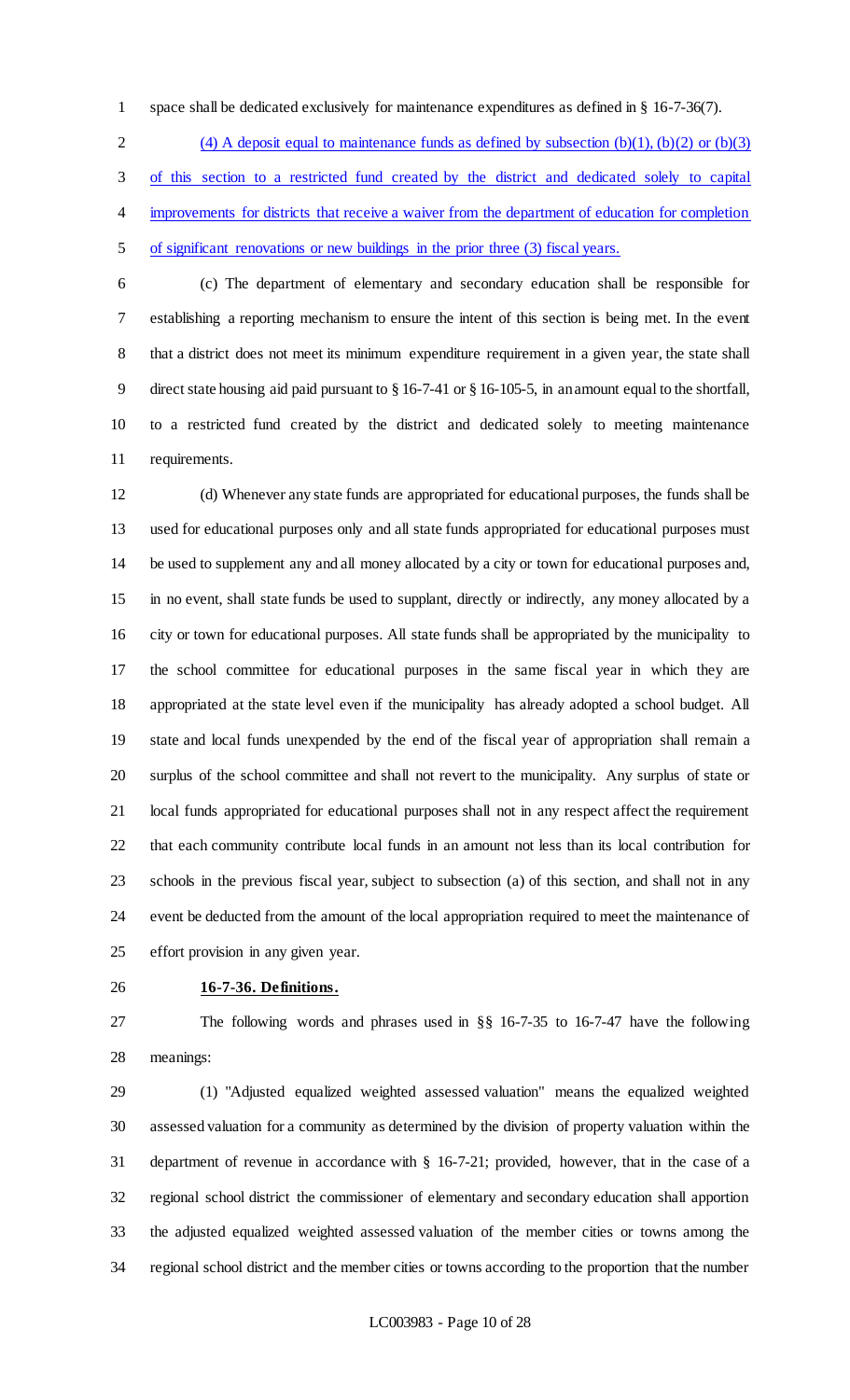space shall be dedicated exclusively for maintenance expenditures as defined in § 16-7-36(7).

(4) A deposit equal to maintenance funds as defined by subsection (b)(1), (b)(2) or (b)(3) of this section to a restricted fund created by the district and dedicated solely to capital improvements for districts that receive a waiver from the department of education for completion of significant renovations or new buildings in the prior three (3) fiscal years.

(c) The department of elementary and secondary education shall be responsible for establishing a reporting mechanism to ensure the intent of this section is being met. In the event that a district does not meet its minimum expenditure requirement in a given year, the state shall direct state housing aid paid pursuant to § 16-7-41 or § 16-105-5, in an amount equal to the shortfall, to a restricted fund created by the district and dedicated solely to meeting maintenance requirements.

(d) Whenever any state funds are appropriated for educational purposes, the funds shall be used for educational purposes only and all state funds appropriated for educational purposes must be used to supplement any and all money allocated by a city or town for educational purposes and, in no event, shall state funds be used to supplant, directly or indirectly, any money allocated by a city or town for educational purposes. All state funds shall be appropriated by the municipality to the school committee for educational purposes in the same fiscal year in which they are appropriated at the state level even if the municipality has already adopted a school budget. All state and local funds unexpended by the end of the fiscal year of appropriation shall remain a surplus of the school committee and shall not revert to the municipality. Any surplus of state or local funds appropriated for educational purposes shall not in any respect affect the requirement that each community contribute local funds in an amount not less than its local contribution for schools in the previous fiscal year, subject to subsection (a) of this section, and shall not in any event be deducted from the amount of the local appropriation required to meet the maintenance of effort provision in any given year.

**16-7-36. Definitions.**

The following words and phrases used in §§ 16-7-35 to 16-7-47 have the following meanings:

(1) "Adjusted equalized weighted assessed valuation" means the equalized weighted assessed valuation for a community as determined by the division of property valuation within the department of revenue in accordance with § 16-7-21; provided, however, that in the case of a regional school district the commissioner of elementary and secondary education shall apportion the adjusted equalized weighted assessed valuation of the member cities or towns among the regional school district and the member cities or towns according to the proportion that the number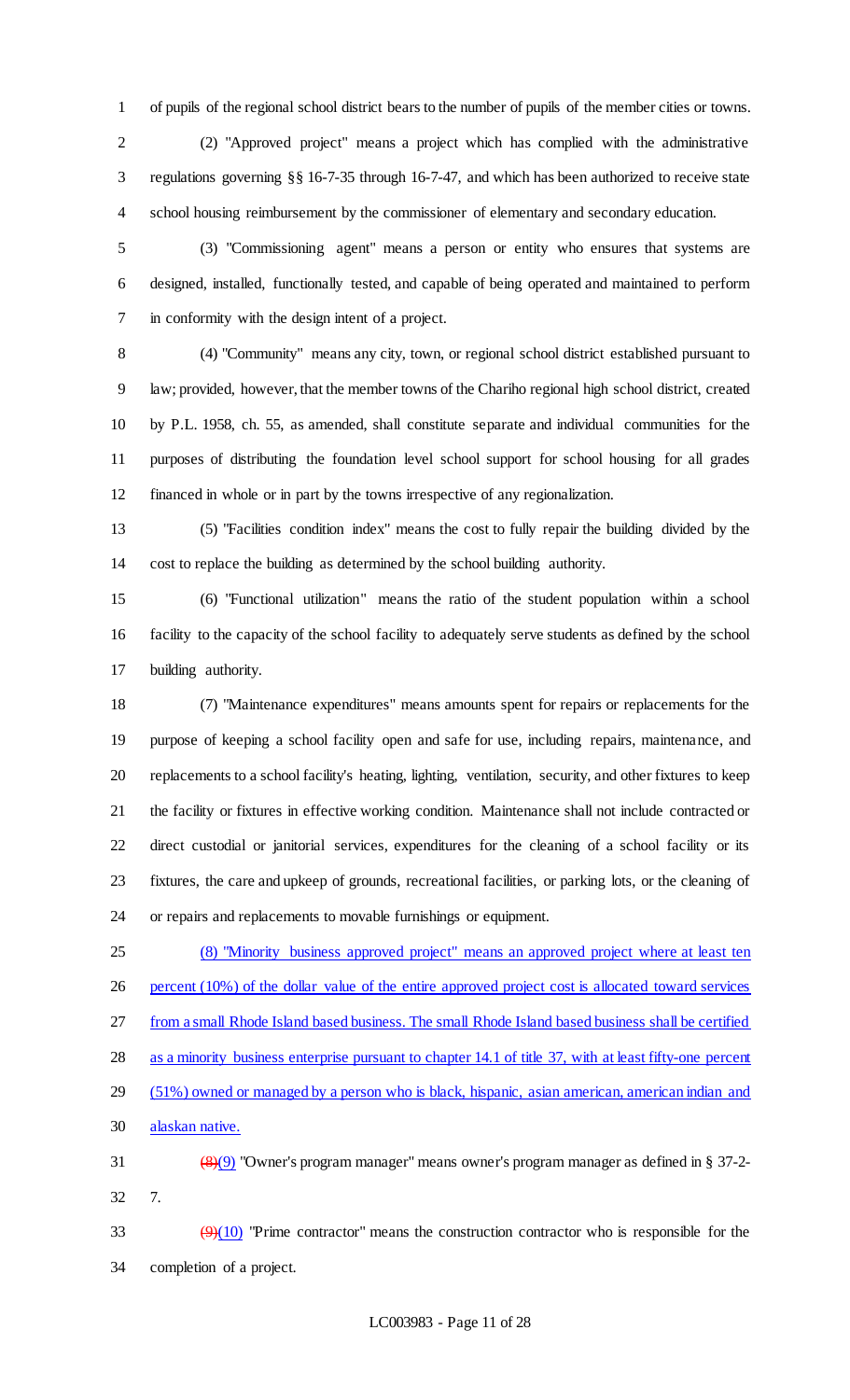of pupils of the regional school district bears to the number of pupils of the member cities or towns.

(2) "Approved project" means a project which has complied with the administrative regulations governing §§ 16-7-35 through 16-7-47, and which has been authorized to receive state school housing reimbursement by the commissioner of elementary and secondary education.

(3) "Commissioning agent" means a person or entity who ensures that systems are designed, installed, functionally tested, and capable of being operated and maintained to perform in conformity with the design intent of a project.

(4) "Community" means any city, town, or regional school district established pursuant to law; provided, however, that the member towns of the Chariho regional high school district, created by P.L. 1958, ch. 55, as amended, shall constitute separate and individual communities for the purposes of distributing the foundation level school support for school housing for all grades financed in whole or in part by the towns irrespective of any regionalization.

(5) "Facilities condition index" means the cost to fully repair the building divided by the cost to replace the building as determined by the school building authority.

(6) "Functional utilization" means the ratio of the student population within a school facility to the capacity of the school facility to adequately serve students as defined by the school building authority.

(7) "Maintenance expenditures" means amounts spent for repairs or replacements for the purpose of keeping a school facility open and safe for use, including repairs, maintenance, and replacements to a school facility's heating, lighting, ventilation, security, and other fixtures to keep the facility or fixtures in effective working condition. Maintenance shall not include contracted or direct custodial or janitorial services, expenditures for the cleaning of a school facility or its fixtures, the care and upkeep of grounds, recreational facilities, or parking lots, or the cleaning of or repairs and replacements to movable furnishings or equipment.

(8) "Minority business approved project" means an approved project where at least ten percent (10%) of the dollar value of the entire approved project cost is allocated toward services from a small Rhode Island based business. The small Rhode Island based business shall be certified as a minority business enterprise pursuant to chapter 14.1 of title 37, with at least fifty-one percent (51%) owned or managed by a person who is black, hispanic, asian american, american indian and alaskan native.

~~(8)~~(9) "Owner's program manager" means owner's program manager as defined in § 37-2-7.

~~(9)~~(10) "Prime contractor" means the construction contractor who is responsible for the completion of a project.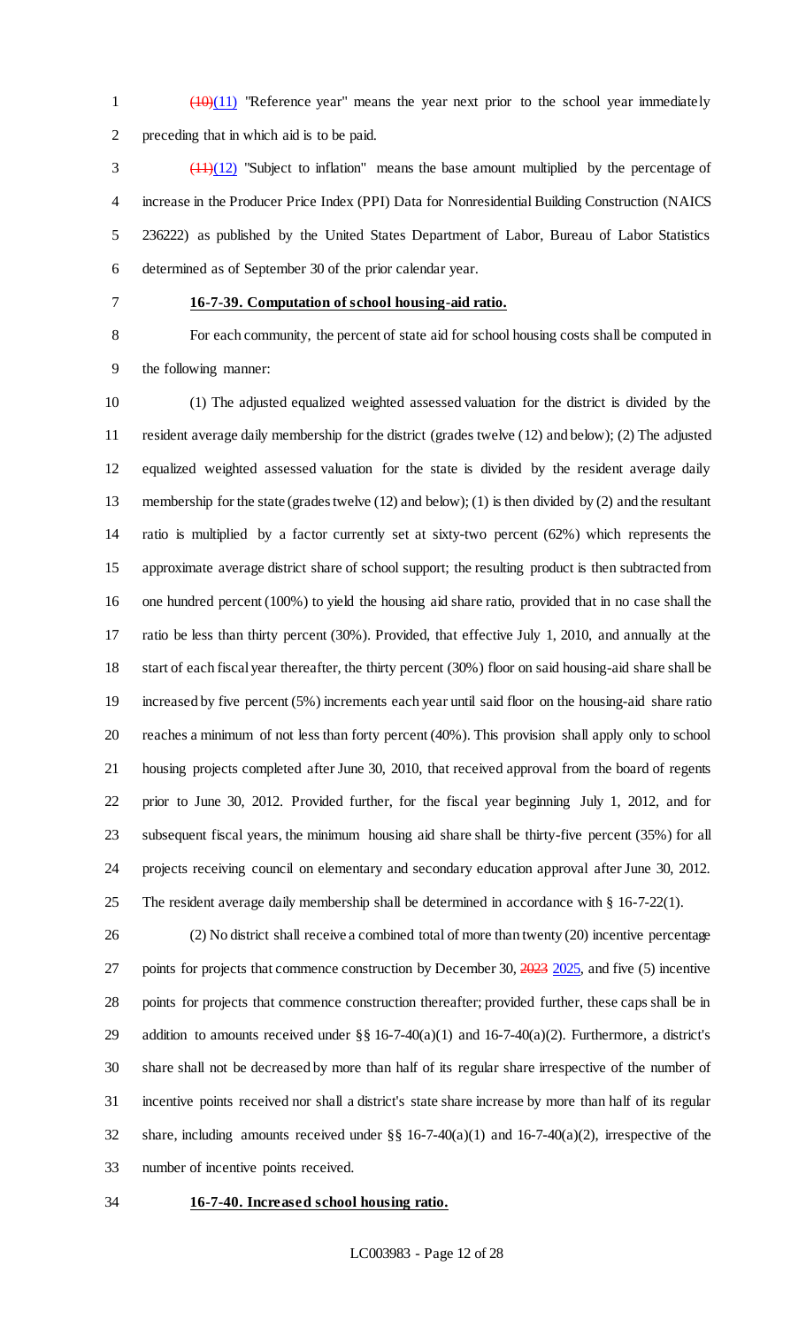~~(10)~~(11) "Reference year" means the year next prior to the school year immediately preceding that in which aid is to be paid.

~~(11)~~(12) "Subject to inflation" means the base amount multiplied by the percentage of increase in the Producer Price Index (PPI) Data for Nonresidential Building Construction (NAICS 236222) as published by the United States Department of Labor, Bureau of Labor Statistics determined as of September 30 of the prior calendar year.

**16-7-39. Computation of school housing-aid ratio.**

For each community, the percent of state aid for school housing costs shall be computed in the following manner:

(1) The adjusted equalized weighted assessed valuation for the district is divided by the resident average daily membership for the district (grades twelve (12) and below); (2) The adjusted equalized weighted assessed valuation for the state is divided by the resident average daily membership for the state (grades twelve (12) and below); (1) is then divided by (2) and the resultant ratio is multiplied by a factor currently set at sixty-two percent (62%) which represents the approximate average district share of school support; the resulting product is then subtracted from one hundred percent (100%) to yield the housing aid share ratio, provided that in no case shall the ratio be less than thirty percent (30%). Provided, that effective July 1, 2010, and annually at the start of each fiscal year thereafter, the thirty percent (30%) floor on said housing-aid share shall be increased by five percent (5%) increments each year until said floor on the housing-aid share ratio reaches a minimum of not less than forty percent (40%). This provision shall apply only to school housing projects completed after June 30, 2010, that received approval from the board of regents prior to June 30, 2012. Provided further, for the fiscal year beginning July 1, 2012, and for subsequent fiscal years, the minimum housing aid share shall be thirty-five percent (35%) for all projects receiving council on elementary and secondary education approval after June 30, 2012. The resident average daily membership shall be determined in accordance with § 16-7-22(1).

(2) No district shall receive a combined total of more than twenty (20) incentive percentage points for projects that commence construction by December 30, ~~2023~~ 2025, and five (5) incentive points for projects that commence construction thereafter; provided further, these caps shall be in addition to amounts received under §§ 16-7-40(a)(1) and 16-7-40(a)(2). Furthermore, a district's share shall not be decreased by more than half of its regular share irrespective of the number of incentive points received nor shall a district's state share increase by more than half of its regular share, including amounts received under §§ 16-7-40(a)(1) and 16-7-40(a)(2), irrespective of the number of incentive points received.

**16-7-40. Increased school housing ratio.**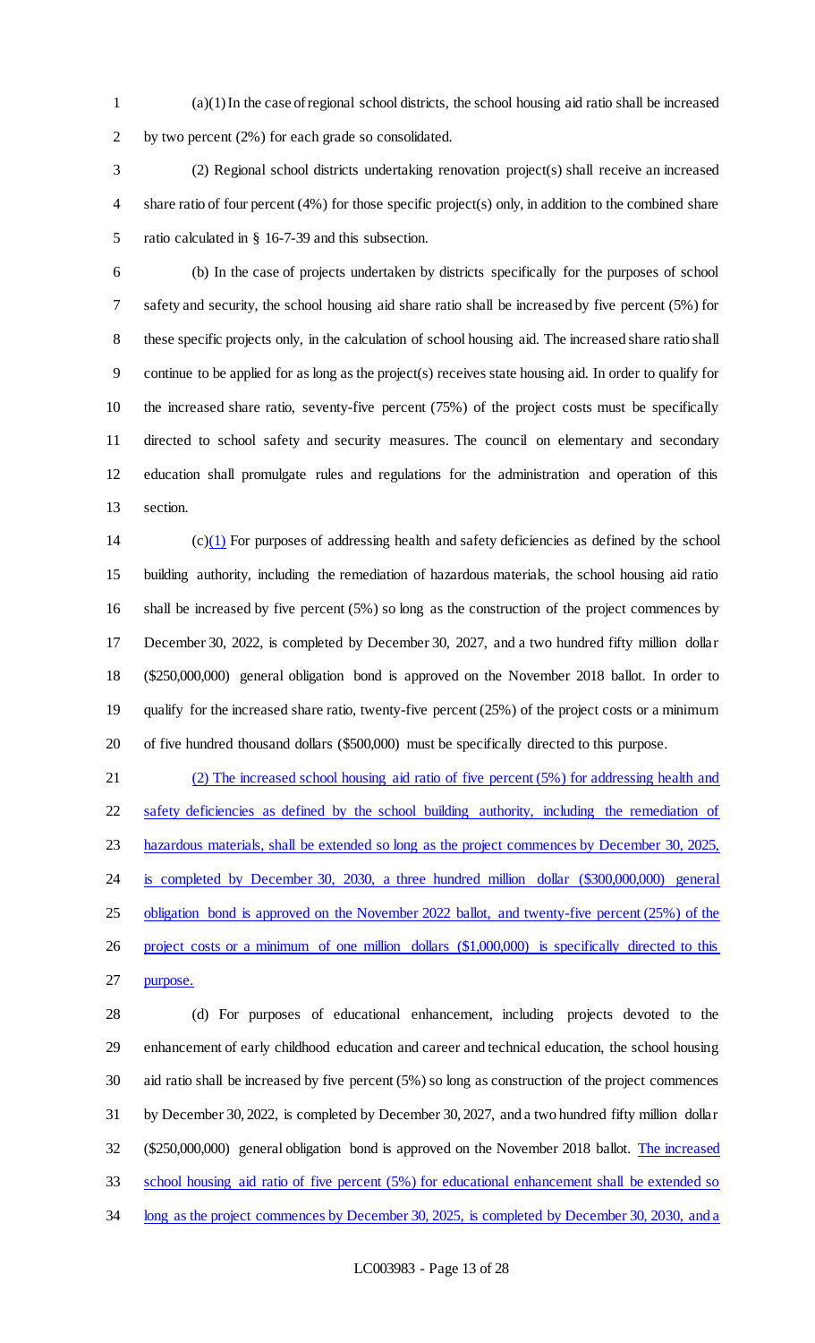(a)(1) In the case of regional school districts, the school housing aid ratio shall be increased by two percent (2%) for each grade so consolidated.

(2) Regional school districts undertaking renovation project(s) shall receive an increased share ratio of four percent (4%) for those specific project(s) only, in addition to the combined share ratio calculated in § 16-7-39 and this subsection.

(b) In the case of projects undertaken by districts specifically for the purposes of school safety and security, the school housing aid share ratio shall be increased by five percent (5%) for these specific projects only, in the calculation of school housing aid. The increased share ratio shall continue to be applied for as long as the project(s) receives state housing aid. In order to qualify for the increased share ratio, seventy-five percent (75%) of the project costs must be specifically directed to school safety and security measures. The council on elementary and secondary education shall promulgate rules and regulations for the administration and operation of this section.

(c)(1) For purposes of addressing health and safety deficiencies as defined by the school building authority, including the remediation of hazardous materials, the school housing aid ratio shall be increased by five percent (5%) so long as the construction of the project commences by December 30, 2022, is completed by December 30, 2027, and a two hundred fifty million dollar ($250,000,000) general obligation bond is approved on the November 2018 ballot. In order to qualify for the increased share ratio, twenty-five percent (25%) of the project costs or a minimum of five hundred thousand dollars ($500,000) must be specifically directed to this purpose.

(2) The increased school housing aid ratio of five percent (5%) for addressing health and safety deficiencies as defined by the school building authority, including the remediation of hazardous materials, shall be extended so long as the project commences by December 30, 2025, is completed by December 30, 2030, a three hundred million dollar ($300,000,000) general obligation bond is approved on the November 2022 ballot, and twenty-five percent (25%) of the project costs or a minimum of one million dollars ($1,000,000) is specifically directed to this purpose.

(d) For purposes of educational enhancement, including projects devoted to the enhancement of early childhood education and career and technical education, the school housing aid ratio shall be increased by five percent (5%) so long as construction of the project commences by December 30, 2022, is completed by December 30, 2027, and a two hundred fifty million dollar ($250,000,000) general obligation bond is approved on the November 2018 ballot. The increased school housing aid ratio of five percent (5%) for educational enhancement shall be extended so long as the project commences by December 30, 2025, is completed by December 30, 2030, and a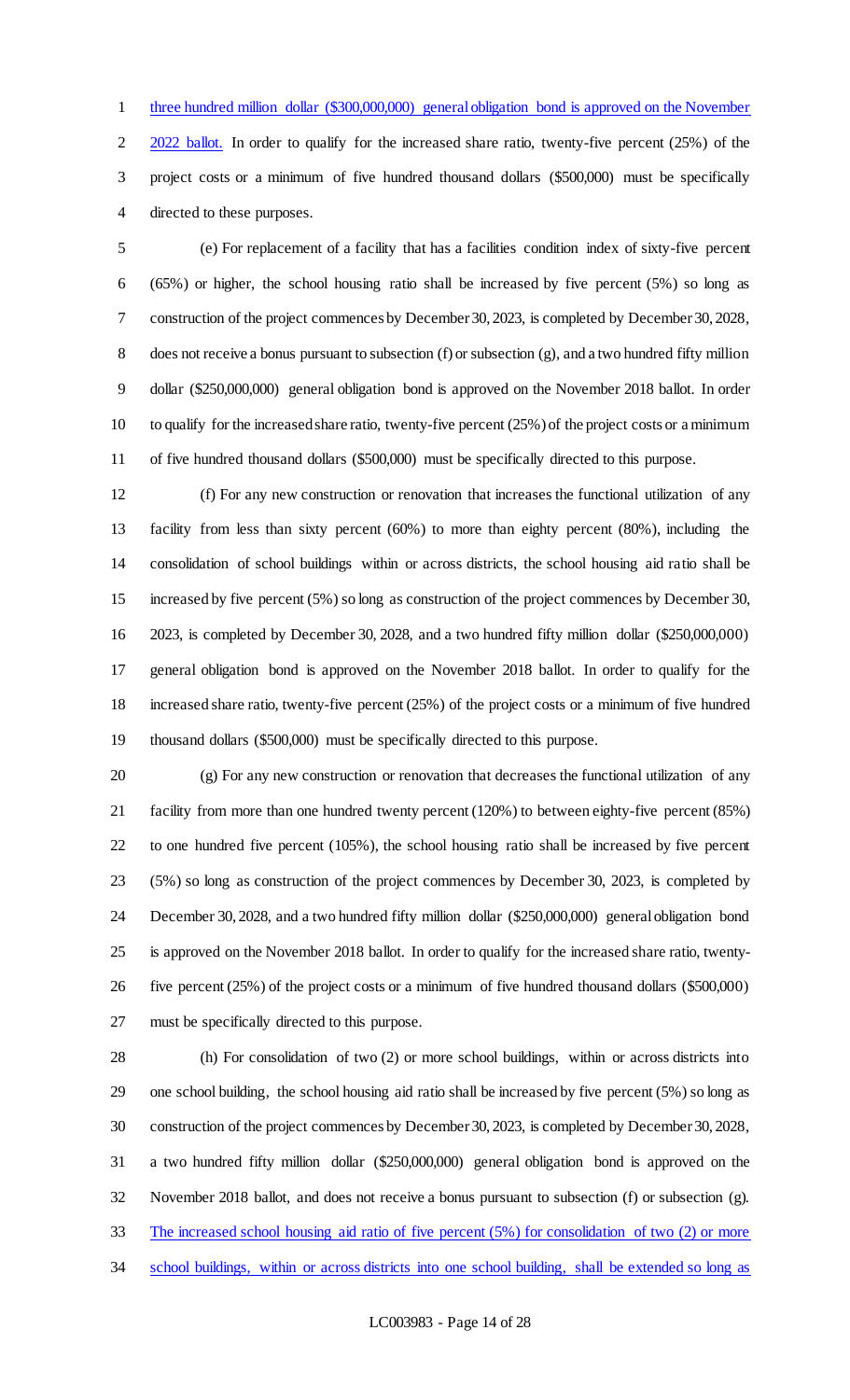three hundred million dollar ($300,000,000) general obligation bond is approved on the November 2022 ballot. In order to qualify for the increased share ratio, twenty-five percent (25%) of the project costs or a minimum of five hundred thousand dollars ($500,000) must be specifically directed to these purposes.

(e) For replacement of a facility that has a facilities condition index of sixty-five percent (65%) or higher, the school housing ratio shall be increased by five percent (5%) so long as construction of the project commences by December 30, 2023, is completed by December 30, 2028, does not receive a bonus pursuant to subsection (f) or subsection (g), and a two hundred fifty million dollar ($250,000,000) general obligation bond is approved on the November 2018 ballot. In order to qualify for the increased share ratio, twenty-five percent (25%) of the project costs or a minimum of five hundred thousand dollars ($500,000) must be specifically directed to this purpose.

(f) For any new construction or renovation that increases the functional utilization of any facility from less than sixty percent (60%) to more than eighty percent (80%), including the consolidation of school buildings within or across districts, the school housing aid ratio shall be increased by five percent (5%) so long as construction of the project commences by December 30, 2023, is completed by December 30, 2028, and a two hundred fifty million dollar ($250,000,000) general obligation bond is approved on the November 2018 ballot. In order to qualify for the increased share ratio, twenty-five percent (25%) of the project costs or a minimum of five hundred thousand dollars ($500,000) must be specifically directed to this purpose.

(g) For any new construction or renovation that decreases the functional utilization of any facility from more than one hundred twenty percent (120%) to between eighty-five percent (85%) to one hundred five percent (105%), the school housing ratio shall be increased by five percent (5%) so long as construction of the project commences by December 30, 2023, is completed by December 30, 2028, and a two hundred fifty million dollar ($250,000,000) general obligation bond is approved on the November 2018 ballot. In order to qualify for the increased share ratio, twenty-five percent (25%) of the project costs or a minimum of five hundred thousand dollars ($500,000) must be specifically directed to this purpose.

(h) For consolidation of two (2) or more school buildings, within or across districts into one school building, the school housing aid ratio shall be increased by five percent (5%) so long as construction of the project commences by December 30, 2023, is completed by December 30, 2028, a two hundred fifty million dollar ($250,000,000) general obligation bond is approved on the November 2018 ballot, and does not receive a bonus pursuant to subsection (f) or subsection (g). The increased school housing aid ratio of five percent (5%) for consolidation of two (2) or more school buildings, within or across districts into one school building, shall be extended so long as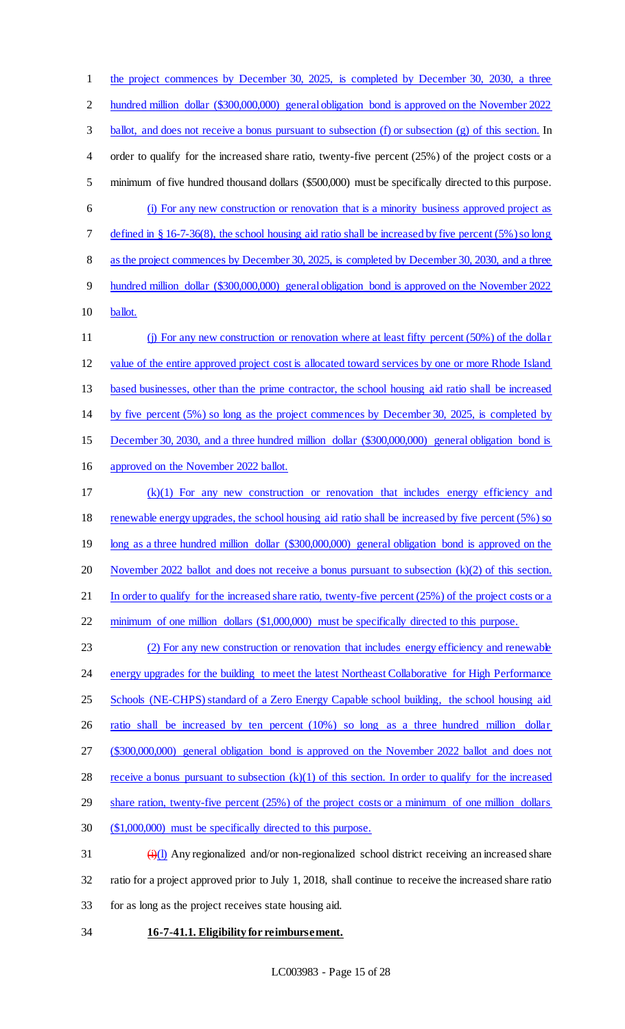the project commences by December 30, 2025, is completed by December 30, 2030, a three hundred million dollar ($300,000,000) general obligation bond is approved on the November 2022 ballot, and does not receive a bonus pursuant to subsection (f) or subsection (g) of this section. In order to qualify for the increased share ratio, twenty-five percent (25%) of the project costs or a minimum of five hundred thousand dollars ($500,000) must be specifically directed to this purpose.

(i) For any new construction or renovation that is a minority business approved project as defined in § 16-7-36(8), the school housing aid ratio shall be increased by five percent (5%) so long as the project commences by December 30, 2025, is completed by December 30, 2030, and a three hundred million dollar ($300,000,000) general obligation bond is approved on the November 2022 ballot.

(j) For any new construction or renovation where at least fifty percent (50%) of the dollar value of the entire approved project cost is allocated toward services by one or more Rhode Island based businesses, other than the prime contractor, the school housing aid ratio shall be increased by five percent (5%) so long as the project commences by December 30, 2025, is completed by December 30, 2030, and a three hundred million dollar ($300,000,000) general obligation bond is approved on the November 2022 ballot.

(k)(1) For any new construction or renovation that includes energy efficiency and renewable energy upgrades, the school housing aid ratio shall be increased by five percent (5%) so long as a three hundred million dollar ($300,000,000) general obligation bond is approved on the November 2022 ballot and does not receive a bonus pursuant to subsection (k)(2) of this section. In order to qualify for the increased share ratio, twenty-five percent (25%) of the project costs or a minimum of one million dollars ($1,000,000) must be specifically directed to this purpose.

(2) For any new construction or renovation that includes energy efficiency and renewable energy upgrades for the building to meet the latest Northeast Collaborative for High Performance Schools (NE-CHPS) standard of a Zero Energy Capable school building, the school housing aid ratio shall be increased by ten percent (10%) so long as a three hundred million dollar ($300,000,000) general obligation bond is approved on the November 2022 ballot and does not receive a bonus pursuant to subsection (k)(1) of this section. In order to qualify for the increased share ration, twenty-five percent (25%) of the project costs or a minimum of one million dollars ($1,000,000) must be specifically directed to this purpose.

~~(i)~~(l) Any regionalized and/or non-regionalized school district receiving an increased share ratio for a project approved prior to July 1, 2018, shall continue to receive the increased share ratio for as long as the project receives state housing aid.

**16-7-41.1. Eligibility for reimbursement.**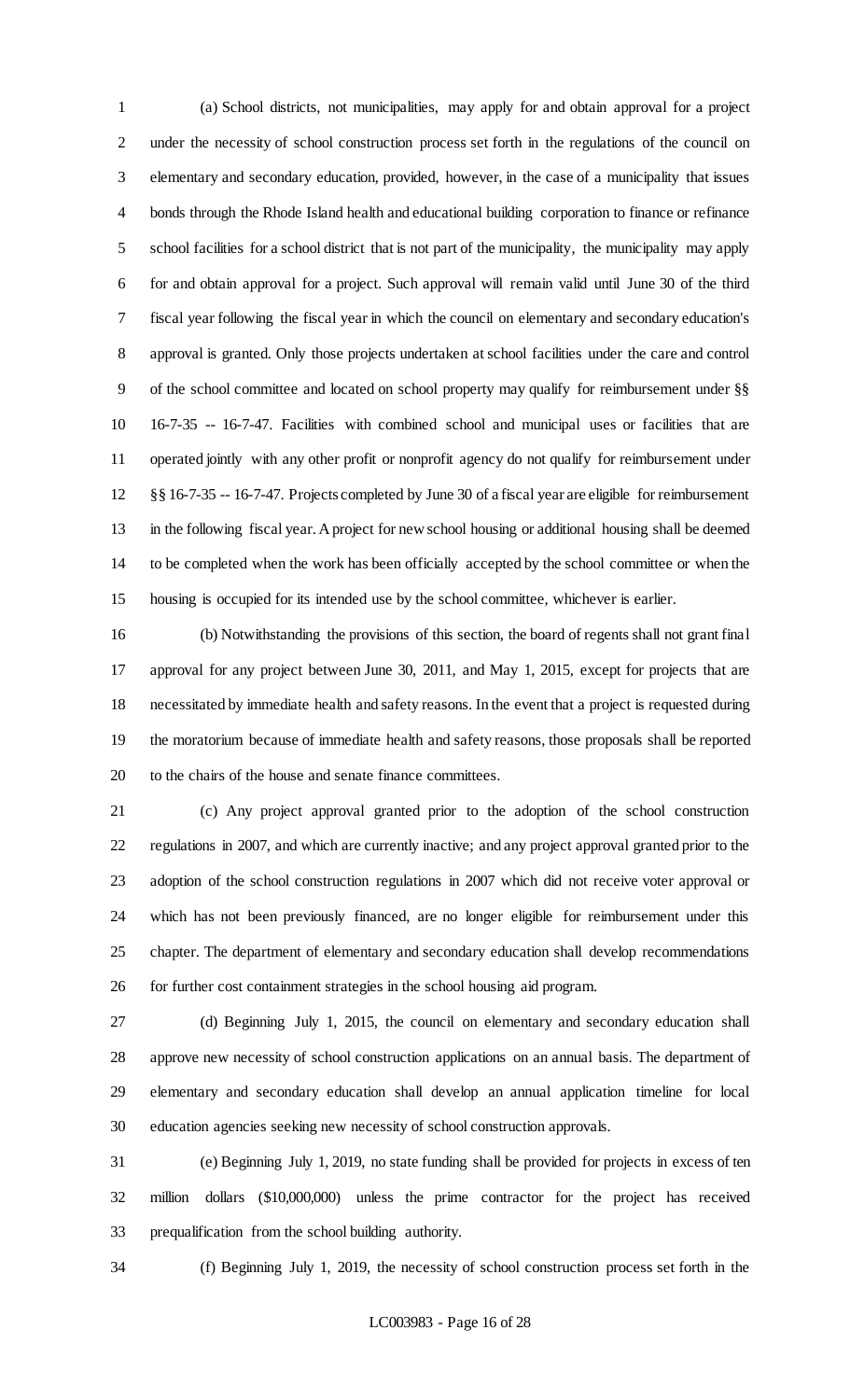(a) School districts, not municipalities, may apply for and obtain approval for a project under the necessity of school construction process set forth in the regulations of the council on elementary and secondary education, provided, however, in the case of a municipality that issues bonds through the Rhode Island health and educational building corporation to finance or refinance school facilities for a school district that is not part of the municipality, the municipality may apply for and obtain approval for a project. Such approval will remain valid until June 30 of the third fiscal year following the fiscal year in which the council on elementary and secondary education's approval is granted. Only those projects undertaken at school facilities under the care and control of the school committee and located on school property may qualify for reimbursement under §§ 16-7-35 -- 16-7-47. Facilities with combined school and municipal uses or facilities that are operated jointly with any other profit or nonprofit agency do not qualify for reimbursement under §§ 16-7-35 -- 16-7-47. Projects completed by June 30 of a fiscal year are eligible for reimbursement in the following fiscal year. A project for new school housing or additional housing shall be deemed to be completed when the work has been officially accepted by the school committee or when the housing is occupied for its intended use by the school committee, whichever is earlier.

(b) Notwithstanding the provisions of this section, the board of regents shall not grant final approval for any project between June 30, 2011, and May 1, 2015, except for projects that are necessitated by immediate health and safety reasons. In the event that a project is requested during the moratorium because of immediate health and safety reasons, those proposals shall be reported to the chairs of the house and senate finance committees.

(c) Any project approval granted prior to the adoption of the school construction regulations in 2007, and which are currently inactive; and any project approval granted prior to the adoption of the school construction regulations in 2007 which did not receive voter approval or which has not been previously financed, are no longer eligible for reimbursement under this chapter. The department of elementary and secondary education shall develop recommendations for further cost containment strategies in the school housing aid program.

(d) Beginning July 1, 2015, the council on elementary and secondary education shall approve new necessity of school construction applications on an annual basis. The department of elementary and secondary education shall develop an annual application timeline for local education agencies seeking new necessity of school construction approvals.

(e) Beginning July 1, 2019, no state funding shall be provided for projects in excess of ten million dollars ($10,000,000) unless the prime contractor for the project has received prequalification from the school building authority.

(f) Beginning July 1, 2019, the necessity of school construction process set forth in the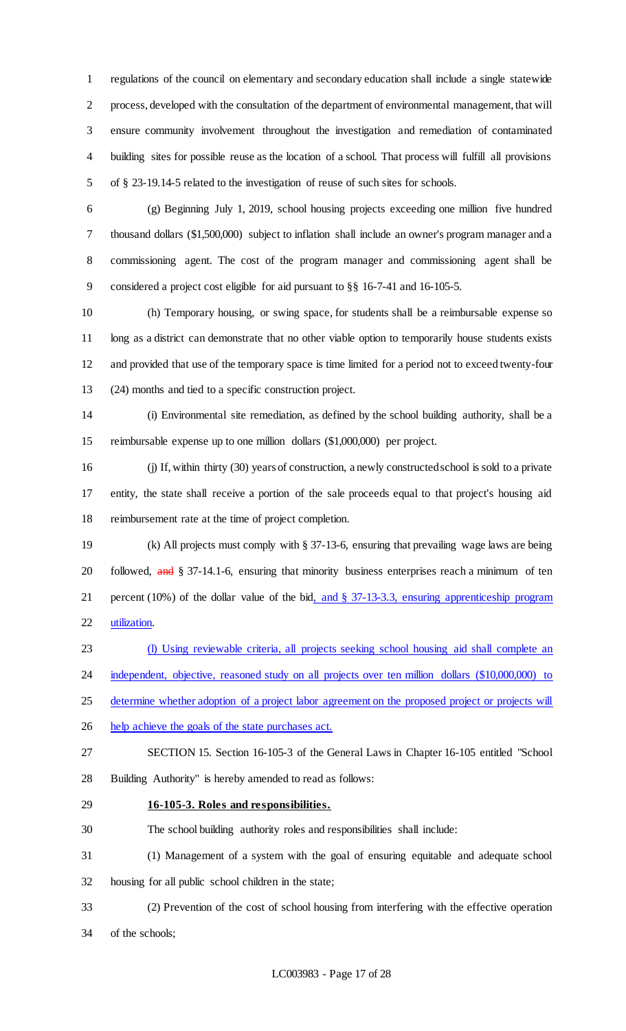regulations of the council on elementary and secondary education shall include a single statewide process, developed with the consultation of the department of environmental management, that will ensure community involvement throughout the investigation and remediation of contaminated building sites for possible reuse as the location of a school. That process will fulfill all provisions of § 23-19.14-5 related to the investigation of reuse of such sites for schools.

(g) Beginning July 1, 2019, school housing projects exceeding one million five hundred thousand dollars ($1,500,000) subject to inflation shall include an owner's program manager and a commissioning agent. The cost of the program manager and commissioning agent shall be considered a project cost eligible for aid pursuant to §§ 16-7-41 and 16-105-5.

(h) Temporary housing, or swing space, for students shall be a reimbursable expense so long as a district can demonstrate that no other viable option to temporarily house students exists and provided that use of the temporary space is time limited for a period not to exceed twenty-four (24) months and tied to a specific construction project.

(i) Environmental site remediation, as defined by the school building authority, shall be a reimbursable expense up to one million dollars ($1,000,000) per project.

(j) If, within thirty (30) years of construction, a newly constructed school is sold to a private entity, the state shall receive a portion of the sale proceeds equal to that project's housing aid reimbursement rate at the time of project completion.

(k) All projects must comply with § 37-13-6, ensuring that prevailing wage laws are being followed, ~~and~~ § 37-14.1-6, ensuring that minority business enterprises reach a minimum of ten percent (10%) of the dollar value of the bid, and § 37-13-3.3, ensuring apprenticeship program utilization.

(l) Using reviewable criteria, all projects seeking school housing aid shall complete an independent, objective, reasoned study on all projects over ten million dollars ($10,000,000) to determine whether adoption of a project labor agreement on the proposed project or projects will help achieve the goals of the state purchases act.

SECTION 15. Section 16-105-3 of the General Laws in Chapter 16-105 entitled "School Building Authority" is hereby amended to read as follows:

**16-105-3. Roles and responsibilities.**

The school building authority roles and responsibilities shall include:

(1) Management of a system with the goal of ensuring equitable and adequate school housing for all public school children in the state;

(2) Prevention of the cost of school housing from interfering with the effective operation of the schools;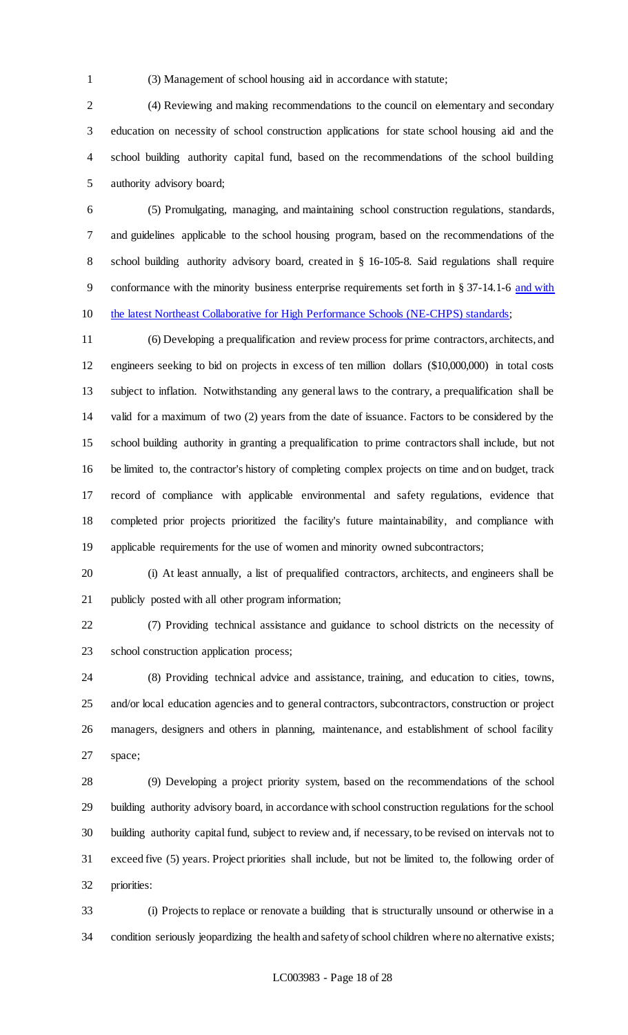(3) Management of school housing aid in accordance with statute;

(4) Reviewing and making recommendations to the council on elementary and secondary education on necessity of school construction applications for state school housing aid and the school building authority capital fund, based on the recommendations of the school building authority advisory board;

(5) Promulgating, managing, and maintaining school construction regulations, standards, and guidelines applicable to the school housing program, based on the recommendations of the school building authority advisory board, created in § 16-105-8. Said regulations shall require conformance with the minority business enterprise requirements set forth in § 37-14.1-6 and with the latest Northeast Collaborative for High Performance Schools (NE-CHPS) standards;

(6) Developing a prequalification and review process for prime contractors, architects, and engineers seeking to bid on projects in excess of ten million dollars ($10,000,000) in total costs subject to inflation. Notwithstanding any general laws to the contrary, a prequalification shall be valid for a maximum of two (2) years from the date of issuance. Factors to be considered by the school building authority in granting a prequalification to prime contractors shall include, but not be limited to, the contractor's history of completing complex projects on time and on budget, track record of compliance with applicable environmental and safety regulations, evidence that completed prior projects prioritized the facility's future maintainability, and compliance with applicable requirements for the use of women and minority owned subcontractors;

(i) At least annually, a list of prequalified contractors, architects, and engineers shall be publicly posted with all other program information;

(7) Providing technical assistance and guidance to school districts on the necessity of school construction application process;

(8) Providing technical advice and assistance, training, and education to cities, towns, and/or local education agencies and to general contractors, subcontractors, construction or project managers, designers and others in planning, maintenance, and establishment of school facility space;

(9) Developing a project priority system, based on the recommendations of the school building authority advisory board, in accordance with school construction regulations for the school building authority capital fund, subject to review and, if necessary, to be revised on intervals not to exceed five (5) years. Project priorities shall include, but not be limited to, the following order of priorities:

(i) Projects to replace or renovate a building that is structurally unsound or otherwise in a condition seriously jeopardizing the health and safety of school children where no alternative exists;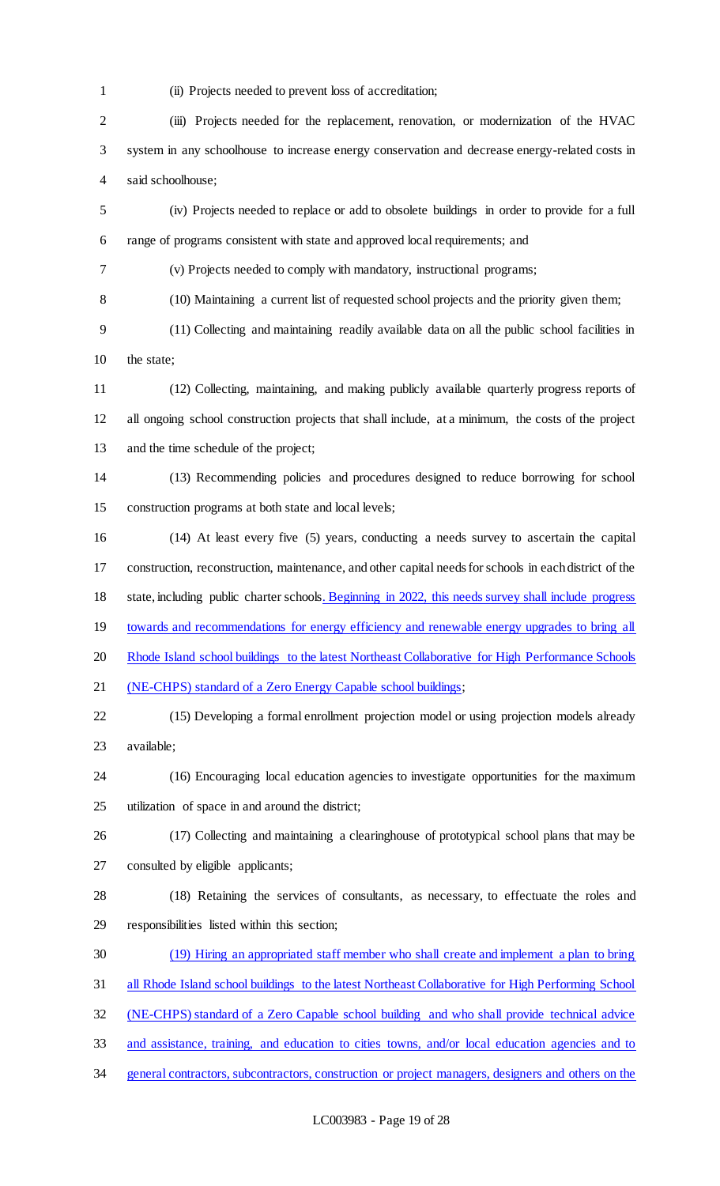(ii) Projects needed to prevent loss of accreditation;

(iii) Projects needed for the replacement, renovation, or modernization of the HVAC system in any schoolhouse to increase energy conservation and decrease energy-related costs in said schoolhouse;

(iv) Projects needed to replace or add to obsolete buildings in order to provide for a full range of programs consistent with state and approved local requirements; and

(v) Projects needed to comply with mandatory, instructional programs;

(10) Maintaining a current list of requested school projects and the priority given them;

(11) Collecting and maintaining readily available data on all the public school facilities in the state;

(12) Collecting, maintaining, and making publicly available quarterly progress reports of all ongoing school construction projects that shall include, at a minimum, the costs of the project and the time schedule of the project;

(13) Recommending policies and procedures designed to reduce borrowing for school construction programs at both state and local levels;

(14) At least every five (5) years, conducting a needs survey to ascertain the capital construction, reconstruction, maintenance, and other capital needs for schools in each district of the state, including public charter schools. Beginning in 2022, this needs survey shall include progress towards and recommendations for energy efficiency and renewable energy upgrades to bring all Rhode Island school buildings to the latest Northeast Collaborative for High Performance Schools (NE-CHPS) standard of a Zero Energy Capable school buildings;

(15) Developing a formal enrollment projection model or using projection models already available;

(16) Encouraging local education agencies to investigate opportunities for the maximum utilization of space in and around the district;

(17) Collecting and maintaining a clearinghouse of prototypical school plans that may be consulted by eligible applicants;

(18) Retaining the services of consultants, as necessary, to effectuate the roles and responsibilities listed within this section;

(19) Hiring an appropriated staff member who shall create and implement a plan to bring all Rhode Island school buildings to the latest Northeast Collaborative for High Performing School (NE-CHPS) standard of a Zero Capable school building and who shall provide technical advice and assistance, training, and education to cities towns, and/or local education agencies and to general contractors, subcontractors, construction or project managers, designers and others on the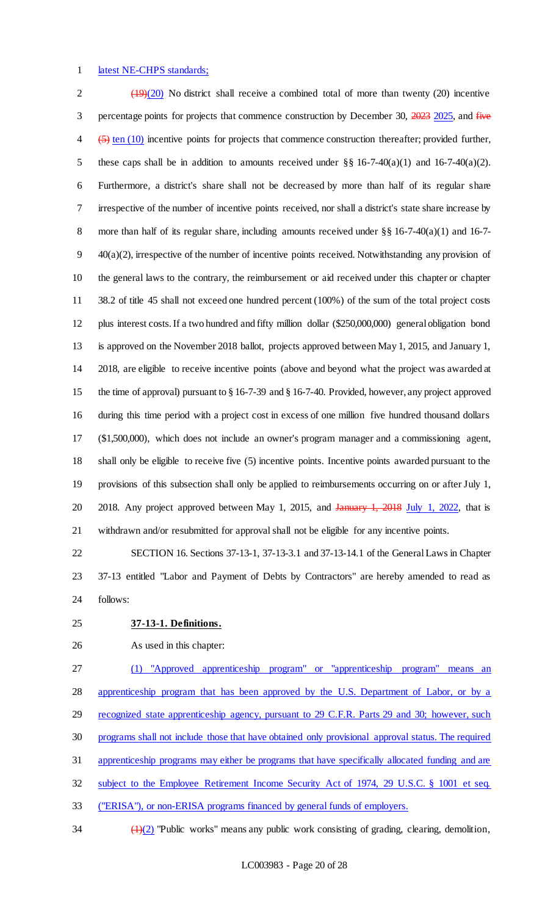latest NE-CHPS standards;

(19)(20) No district shall receive a combined total of more than twenty (20) incentive percentage points for projects that commence construction by December 30, 2023 2025, and five (5) ten (10) incentive points for projects that commence construction thereafter; provided further, these caps shall be in addition to amounts received under §§ 16-7-40(a)(1) and 16-7-40(a)(2). Furthermore, a district's share shall not be decreased by more than half of its regular share irrespective of the number of incentive points received, nor shall a district's state share increase by more than half of its regular share, including amounts received under §§ 16-7-40(a)(1) and 16-7-40(a)(2), irrespective of the number of incentive points received. Notwithstanding any provision of the general laws to the contrary, the reimbursement or aid received under this chapter or chapter 38.2 of title 45 shall not exceed one hundred percent (100%) of the sum of the total project costs plus interest costs. If a two hundred and fifty million dollar ($250,000,000) general obligation bond is approved on the November 2018 ballot, projects approved between May 1, 2015, and January 1, 2018, are eligible to receive incentive points (above and beyond what the project was awarded at the time of approval) pursuant to § 16-7-39 and § 16-7-40. Provided, however, any project approved during this time period with a project cost in excess of one million five hundred thousand dollars ($1,500,000), which does not include an owner's program manager and a commissioning agent, shall only be eligible to receive five (5) incentive points. Incentive points awarded pursuant to the provisions of this subsection shall only be applied to reimbursements occurring on or after July 1, 2018. Any project approved between May 1, 2015, and January 1, 2018 July 1, 2022, that is withdrawn and/or resubmitted for approval shall not be eligible for any incentive points.

SECTION 16. Sections 37-13-1, 37-13-3.1 and 37-13-14.1 of the General Laws in Chapter 37-13 entitled "Labor and Payment of Debts by Contractors" are hereby amended to read as follows:

**37-13-1. Definitions.**

As used in this chapter:

(1) "Approved apprenticeship program" or "apprenticeship program" means an apprenticeship program that has been approved by the U.S. Department of Labor, or by a recognized state apprenticeship agency, pursuant to 29 C.F.R. Parts 29 and 30; however, such programs shall not include those that have obtained only provisional approval status. The required apprenticeship programs may either be programs that have specifically allocated funding and are subject to the Employee Retirement Income Security Act of 1974, 29 U.S.C. § 1001 et seq. ("ERISA"), or non-ERISA programs financed by general funds of employers.

(1)(2) "Public works" means any public work consisting of grading, clearing, demolition,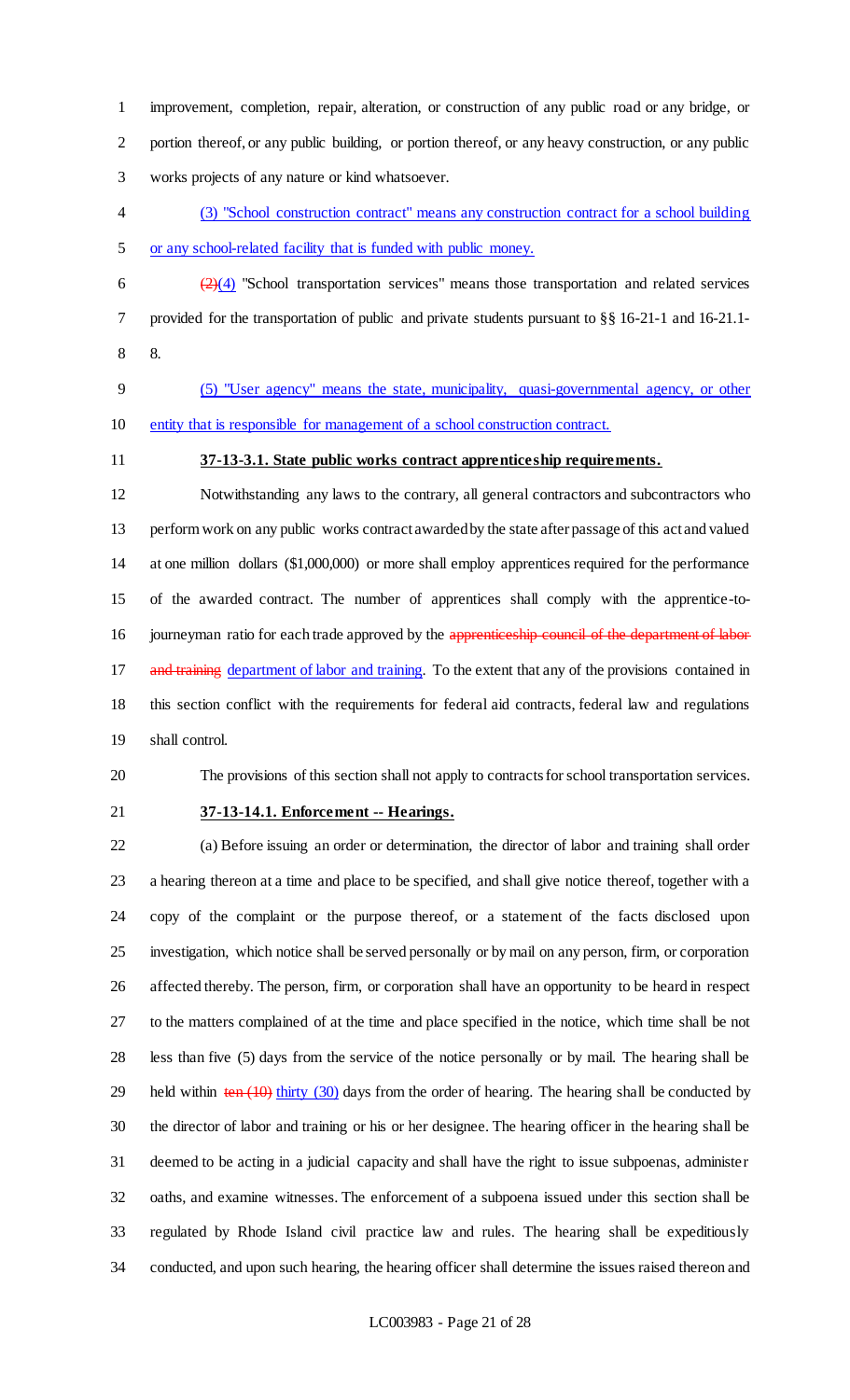improvement, completion, repair, alteration, or construction of any public road or any bridge, or portion thereof, or any public building, or portion thereof, or any heavy construction, or any public works projects of any nature or kind whatsoever.

(3) "School construction contract" means any construction contract for a school building or any school-related facility that is funded with public money.

~~(2)~~(4) "School transportation services" means those transportation and related services provided for the transportation of public and private students pursuant to §§ 16-21-1 and 16-21.1-8.

(5) "User agency" means the state, municipality, quasi-governmental agency, or other entity that is responsible for management of a school construction contract.

**37-13-3.1. State public works contract apprenticeship requirements.**

Notwithstanding any laws to the contrary, all general contractors and subcontractors who perform work on any public works contract awarded by the state after passage of this act and valued at one million dollars ($1,000,000) or more shall employ apprentices required for the performance of the awarded contract. The number of apprentices shall comply with the apprentice-to-journeyman ratio for each trade approved by the ~~apprenticeship council of the department of labor and training~~ department of labor and training. To the extent that any of the provisions contained in this section conflict with the requirements for federal aid contracts, federal law and regulations shall control.

The provisions of this section shall not apply to contracts for school transportation services.

**37-13-14.1. Enforcement -- Hearings.**

(a) Before issuing an order or determination, the director of labor and training shall order a hearing thereon at a time and place to be specified, and shall give notice thereof, together with a copy of the complaint or the purpose thereof, or a statement of the facts disclosed upon investigation, which notice shall be served personally or by mail on any person, firm, or corporation affected thereby. The person, firm, or corporation shall have an opportunity to be heard in respect to the matters complained of at the time and place specified in the notice, which time shall be not less than five (5) days from the service of the notice personally or by mail. The hearing shall be held within ~~ten (10)~~ thirty (30) days from the order of hearing. The hearing shall be conducted by the director of labor and training or his or her designee. The hearing officer in the hearing shall be deemed to be acting in a judicial capacity and shall have the right to issue subpoenas, administer oaths, and examine witnesses. The enforcement of a subpoena issued under this section shall be regulated by Rhode Island civil practice law and rules. The hearing shall be expeditiously conducted, and upon such hearing, the hearing officer shall determine the issues raised thereon and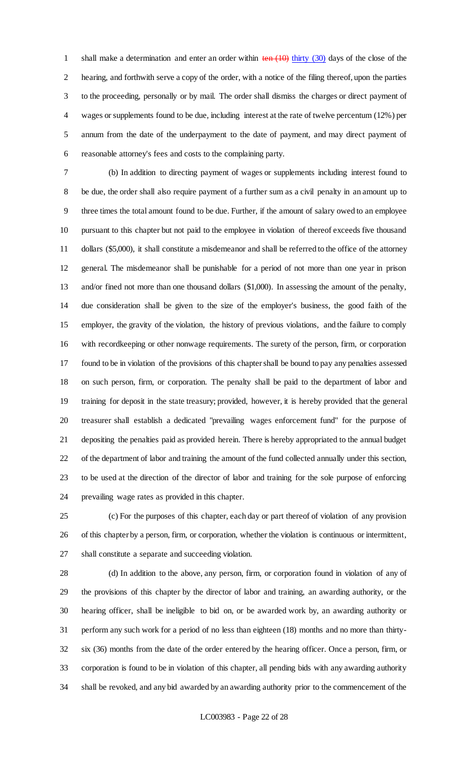shall make a determination and enter an order within ~~ten (10)~~ thirty (30) days of the close of the hearing, and forthwith serve a copy of the order, with a notice of the filing thereof, upon the parties to the proceeding, personally or by mail. The order shall dismiss the charges or direct payment of wages or supplements found to be due, including interest at the rate of twelve percentum (12%) per annum from the date of the underpayment to the date of payment, and may direct payment of reasonable attorney's fees and costs to the complaining party.

(b) In addition to directing payment of wages or supplements including interest found to be due, the order shall also require payment of a further sum as a civil penalty in an amount up to three times the total amount found to be due. Further, if the amount of salary owed to an employee pursuant to this chapter but not paid to the employee in violation of thereof exceeds five thousand dollars ($5,000), it shall constitute a misdemeanor and shall be referred to the office of the attorney general. The misdemeanor shall be punishable for a period of not more than one year in prison and/or fined not more than one thousand dollars ($1,000). In assessing the amount of the penalty, due consideration shall be given to the size of the employer's business, the good faith of the employer, the gravity of the violation, the history of previous violations, and the failure to comply with recordkeeping or other nonwage requirements. The surety of the person, firm, or corporation found to be in violation of the provisions of this chapter shall be bound to pay any penalties assessed on such person, firm, or corporation. The penalty shall be paid to the department of labor and training for deposit in the state treasury; provided, however, it is hereby provided that the general treasurer shall establish a dedicated "prevailing wages enforcement fund" for the purpose of depositing the penalties paid as provided herein. There is hereby appropriated to the annual budget of the department of labor and training the amount of the fund collected annually under this section, to be used at the direction of the director of labor and training for the sole purpose of enforcing prevailing wage rates as provided in this chapter.

(c) For the purposes of this chapter, each day or part thereof of violation of any provision of this chapter by a person, firm, or corporation, whether the violation is continuous or intermittent, shall constitute a separate and succeeding violation.

(d) In addition to the above, any person, firm, or corporation found in violation of any of the provisions of this chapter by the director of labor and training, an awarding authority, or the hearing officer, shall be ineligible to bid on, or be awarded work by, an awarding authority or perform any such work for a period of no less than eighteen (18) months and no more than thirty-six (36) months from the date of the order entered by the hearing officer. Once a person, firm, or corporation is found to be in violation of this chapter, all pending bids with any awarding authority shall be revoked, and any bid awarded by an awarding authority prior to the commencement of the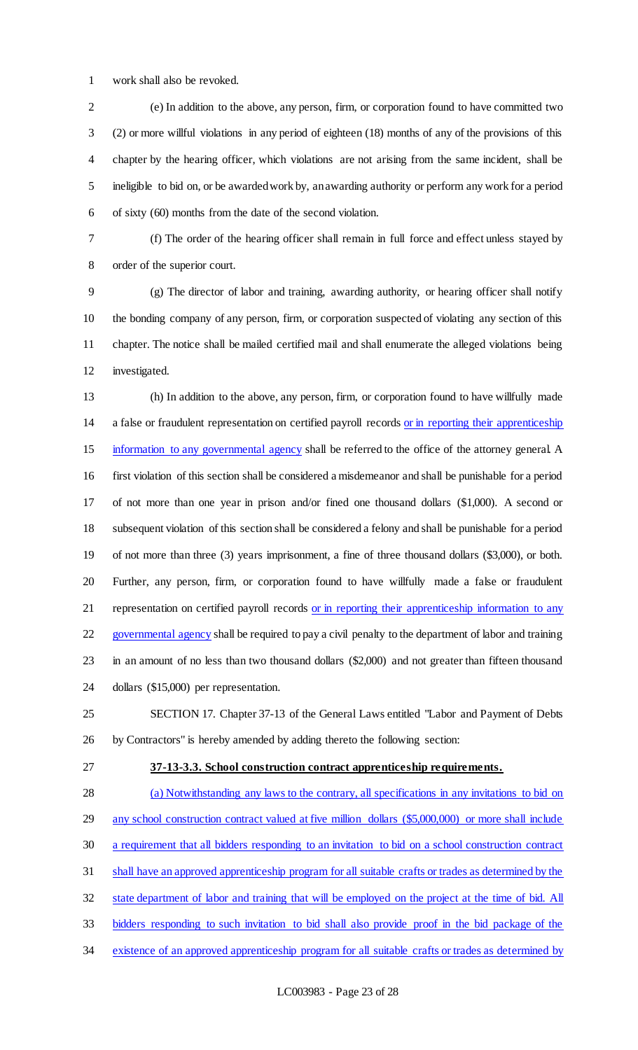work shall also be revoked.

(e) In addition to the above, any person, firm, or corporation found to have committed two (2) or more willful violations in any period of eighteen (18) months of any of the provisions of this chapter by the hearing officer, which violations are not arising from the same incident, shall be ineligible to bid on, or be awarded work by, an awarding authority or perform any work for a period of sixty (60) months from the date of the second violation.

(f) The order of the hearing officer shall remain in full force and effect unless stayed by order of the superior court.

(g) The director of labor and training, awarding authority, or hearing officer shall notify the bonding company of any person, firm, or corporation suspected of violating any section of this chapter. The notice shall be mailed certified mail and shall enumerate the alleged violations being investigated.

(h) In addition to the above, any person, firm, or corporation found to have willfully made a false or fraudulent representation on certified payroll records or in reporting their apprenticeship information to any governmental agency shall be referred to the office of the attorney general. A first violation of this section shall be considered a misdemeanor and shall be punishable for a period of not more than one year in prison and/or fined one thousand dollars ($1,000). A second or subsequent violation of this section shall be considered a felony and shall be punishable for a period of not more than three (3) years imprisonment, a fine of three thousand dollars ($3,000), or both. Further, any person, firm, or corporation found to have willfully made a false or fraudulent representation on certified payroll records or in reporting their apprenticeship information to any governmental agency shall be required to pay a civil penalty to the department of labor and training in an amount of no less than two thousand dollars ($2,000) and not greater than fifteen thousand dollars ($15,000) per representation.

SECTION 17. Chapter 37-13 of the General Laws entitled "Labor and Payment of Debts by Contractors" is hereby amended by adding thereto the following section:

**37-13-3.3. School construction contract apprenticeship requirements.**

(a) Notwithstanding any laws to the contrary, all specifications in any invitations to bid on any school construction contract valued at five million dollars ($5,000,000) or more shall include a requirement that all bidders responding to an invitation to bid on a school construction contract shall have an approved apprenticeship program for all suitable crafts or trades as determined by the state department of labor and training that will be employed on the project at the time of bid. All bidders responding to such invitation to bid shall also provide proof in the bid package of the existence of an approved apprenticeship program for all suitable crafts or trades as determined by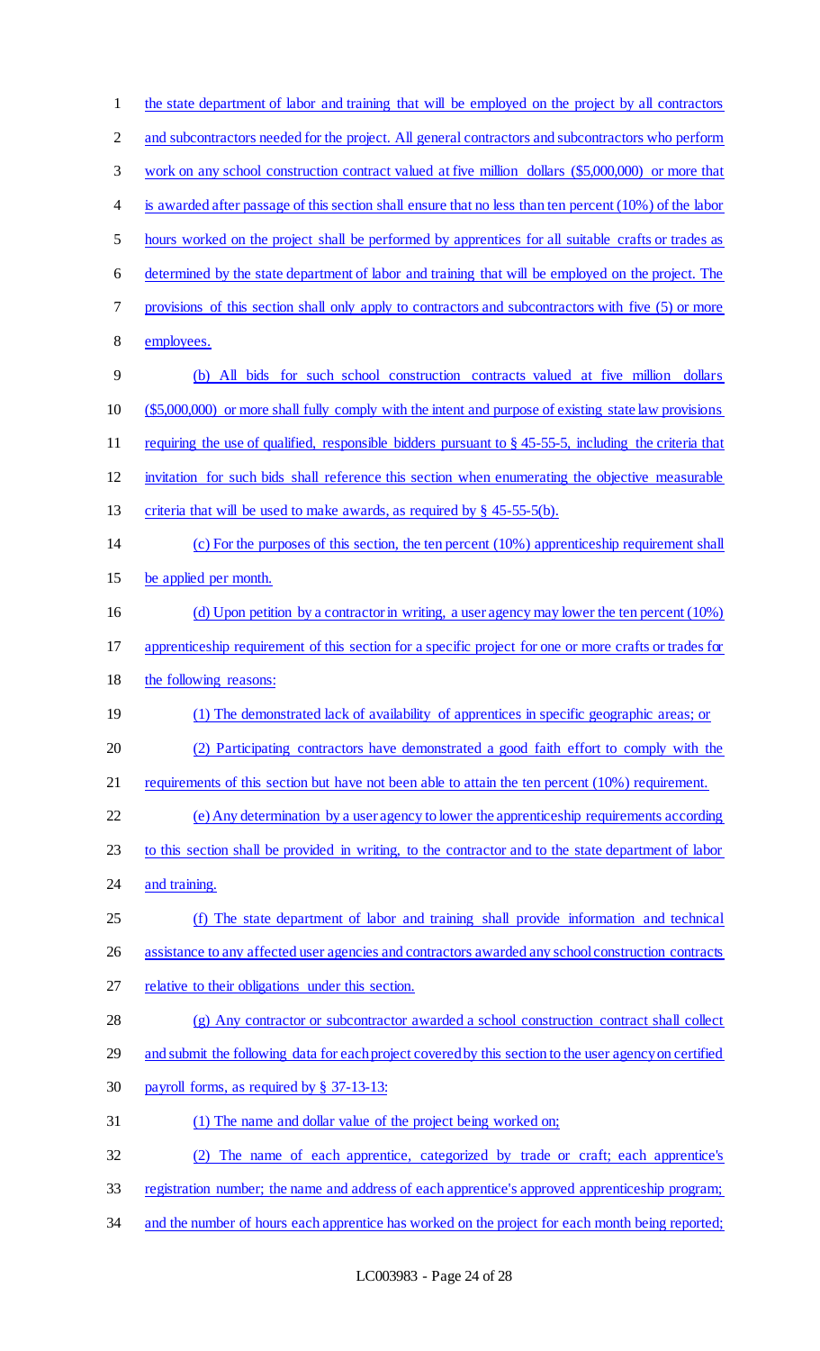the state department of labor and training that will be employed on the project by all contractors and subcontractors needed for the project. All general contractors and subcontractors who perform work on any school construction contract valued at five million dollars ($5,000,000) or more that is awarded after passage of this section shall ensure that no less than ten percent (10%) of the labor hours worked on the project shall be performed by apprentices for all suitable crafts or trades as determined by the state department of labor and training that will be employed on the project. The provisions of this section shall only apply to contractors and subcontractors with five (5) or more employees.

(b) All bids for such school construction contracts valued at five million dollars ($5,000,000) or more shall fully comply with the intent and purpose of existing state law provisions requiring the use of qualified, responsible bidders pursuant to § 45-55-5, including the criteria that invitation for such bids shall reference this section when enumerating the objective measurable criteria that will be used to make awards, as required by § 45-55-5(b).

(c) For the purposes of this section, the ten percent (10%) apprenticeship requirement shall be applied per month.

(d) Upon petition by a contractor in writing, a user agency may lower the ten percent (10%) apprenticeship requirement of this section for a specific project for one or more crafts or trades for the following reasons:

(1) The demonstrated lack of availability of apprentices in specific geographic areas; or

(2) Participating contractors have demonstrated a good faith effort to comply with the requirements of this section but have not been able to attain the ten percent (10%) requirement.

(e) Any determination by a user agency to lower the apprenticeship requirements according to this section shall be provided in writing, to the contractor and to the state department of labor and training.

(f) The state department of labor and training shall provide information and technical assistance to any affected user agencies and contractors awarded any school construction contracts relative to their obligations under this section.

(g) Any contractor or subcontractor awarded a school construction contract shall collect and submit the following data for each project covered by this section to the user agency on certified payroll forms, as required by § 37-13-13:

(1) The name and dollar value of the project being worked on;

(2) The name of each apprentice, categorized by trade or craft; each apprentice's registration number; the name and address of each apprentice's approved apprenticeship program; and the number of hours each apprentice has worked on the project for each month being reported;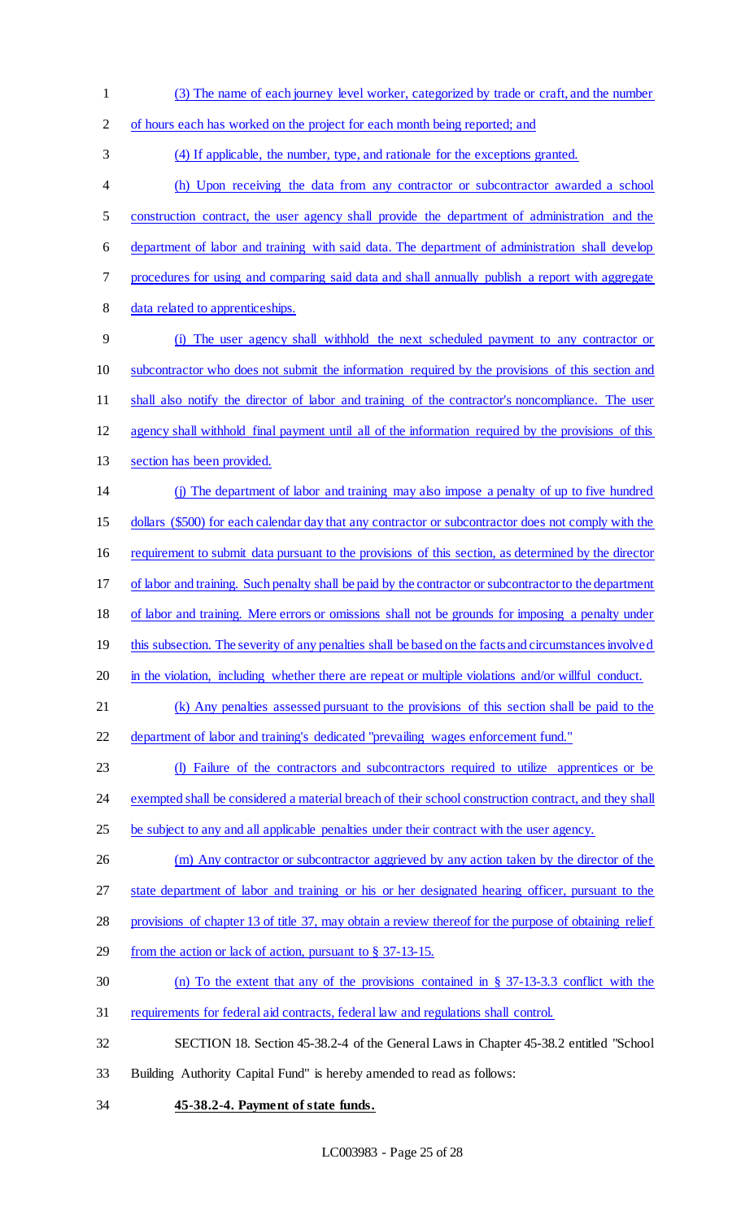(3) The name of each journey level worker, categorized by trade or craft, and the number of hours each has worked on the project for each month being reported; and

(4) If applicable, the number, type, and rationale for the exceptions granted.

(h) Upon receiving the data from any contractor or subcontractor awarded a school construction contract, the user agency shall provide the department of administration and the department of labor and training with said data. The department of administration shall develop procedures for using and comparing said data and shall annually publish a report with aggregate data related to apprenticeships.

(i) The user agency shall withhold the next scheduled payment to any contractor or subcontractor who does not submit the information required by the provisions of this section and shall also notify the director of labor and training of the contractor's noncompliance. The user agency shall withhold final payment until all of the information required by the provisions of this section has been provided.

(j) The department of labor and training may also impose a penalty of up to five hundred dollars ($500) for each calendar day that any contractor or subcontractor does not comply with the requirement to submit data pursuant to the provisions of this section, as determined by the director of labor and training. Such penalty shall be paid by the contractor or subcontractor to the department of labor and training. Mere errors or omissions shall not be grounds for imposing a penalty under this subsection. The severity of any penalties shall be based on the facts and circumstances involved in the violation, including whether there are repeat or multiple violations and/or willful conduct.

(k) Any penalties assessed pursuant to the provisions of this section shall be paid to the department of labor and training's dedicated "prevailing wages enforcement fund."

(l) Failure of the contractors and subcontractors required to utilize apprentices or be exempted shall be considered a material breach of their school construction contract, and they shall be subject to any and all applicable penalties under their contract with the user agency.

(m) Any contractor or subcontractor aggrieved by any action taken by the director of the state department of labor and training or his or her designated hearing officer, pursuant to the provisions of chapter 13 of title 37, may obtain a review thereof for the purpose of obtaining relief from the action or lack of action, pursuant to § 37-13-15.

(n) To the extent that any of the provisions contained in § 37-13-3.3 conflict with the requirements for federal aid contracts, federal law and regulations shall control.

SECTION 18. Section 45-38.2-4 of the General Laws in Chapter 45-38.2 entitled "School Building Authority Capital Fund" is hereby amended to read as follows:

**45-38.2-4. Payment of state funds.**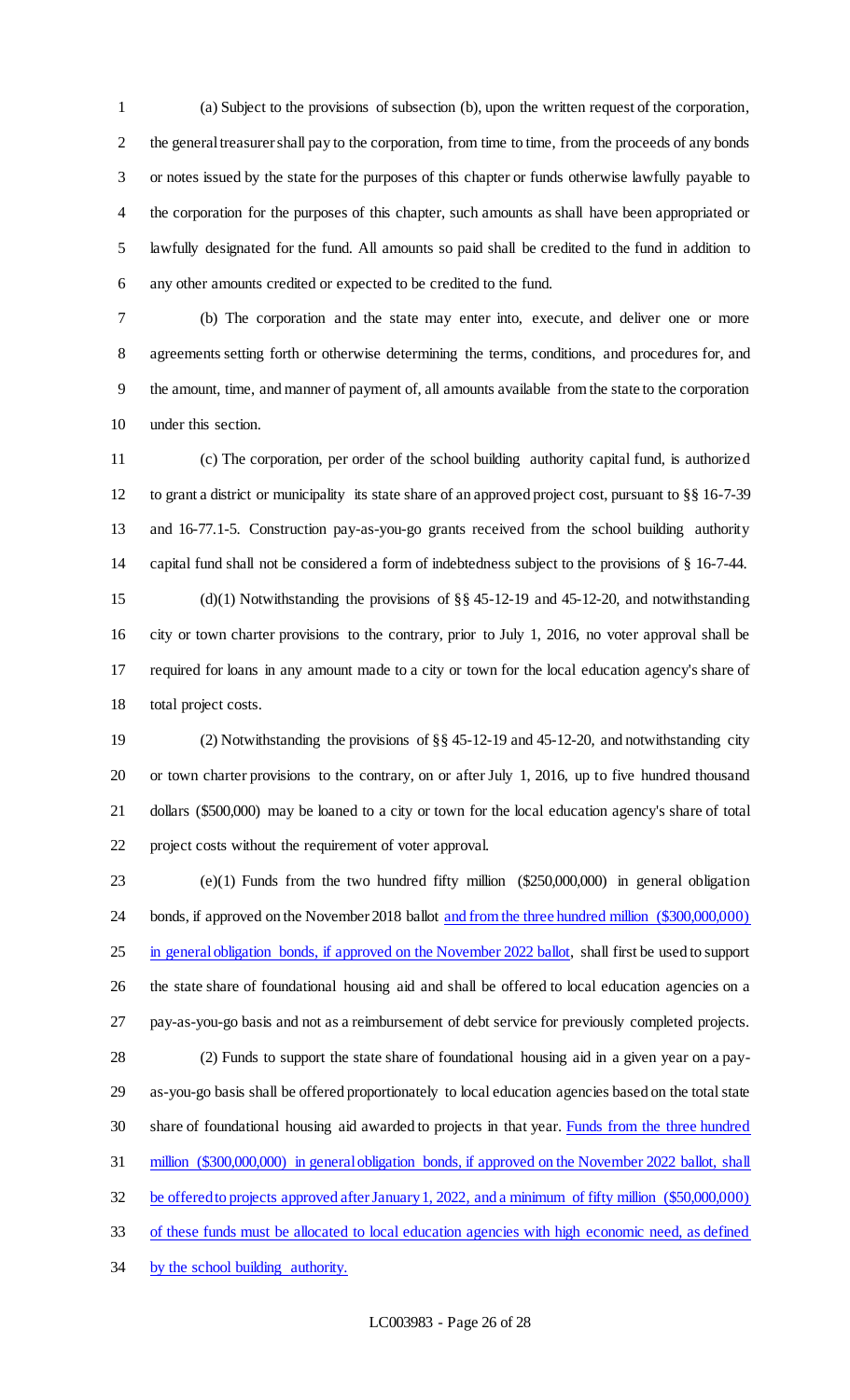(a) Subject to the provisions of subsection (b), upon the written request of the corporation, the general treasurer shall pay to the corporation, from time to time, from the proceeds of any bonds or notes issued by the state for the purposes of this chapter or funds otherwise lawfully payable to the corporation for the purposes of this chapter, such amounts as shall have been appropriated or lawfully designated for the fund. All amounts so paid shall be credited to the fund in addition to any other amounts credited or expected to be credited to the fund.

(b) The corporation and the state may enter into, execute, and deliver one or more agreements setting forth or otherwise determining the terms, conditions, and procedures for, and the amount, time, and manner of payment of, all amounts available from the state to the corporation under this section.

(c) The corporation, per order of the school building authority capital fund, is authorized to grant a district or municipality its state share of an approved project cost, pursuant to §§ 16-7-39 and 16-77.1-5. Construction pay-as-you-go grants received from the school building authority capital fund shall not be considered a form of indebtedness subject to the provisions of § 16-7-44.

(d)(1) Notwithstanding the provisions of §§ 45-12-19 and 45-12-20, and notwithstanding city or town charter provisions to the contrary, prior to July 1, 2016, no voter approval shall be required for loans in any amount made to a city or town for the local education agency's share of total project costs.

(2) Notwithstanding the provisions of §§ 45-12-19 and 45-12-20, and notwithstanding city or town charter provisions to the contrary, on or after July 1, 2016, up to five hundred thousand dollars ($500,000) may be loaned to a city or town for the local education agency's share of total project costs without the requirement of voter approval.

(e)(1) Funds from the two hundred fifty million ($250,000,000) in general obligation bonds, if approved on the November 2018 ballot and from the three hundred million ($300,000,000) in general obligation bonds, if approved on the November 2022 ballot, shall first be used to support the state share of foundational housing aid and shall be offered to local education agencies on a pay-as-you-go basis and not as a reimbursement of debt service for previously completed projects.

(2) Funds to support the state share of foundational housing aid in a given year on a pay-as-you-go basis shall be offered proportionately to local education agencies based on the total state share of foundational housing aid awarded to projects in that year. Funds from the three hundred million ($300,000,000) in general obligation bonds, if approved on the November 2022 ballot, shall be offered to projects approved after January 1, 2022, and a minimum of fifty million ($50,000,000) of these funds must be allocated to local education agencies with high economic need, as defined by the school building authority.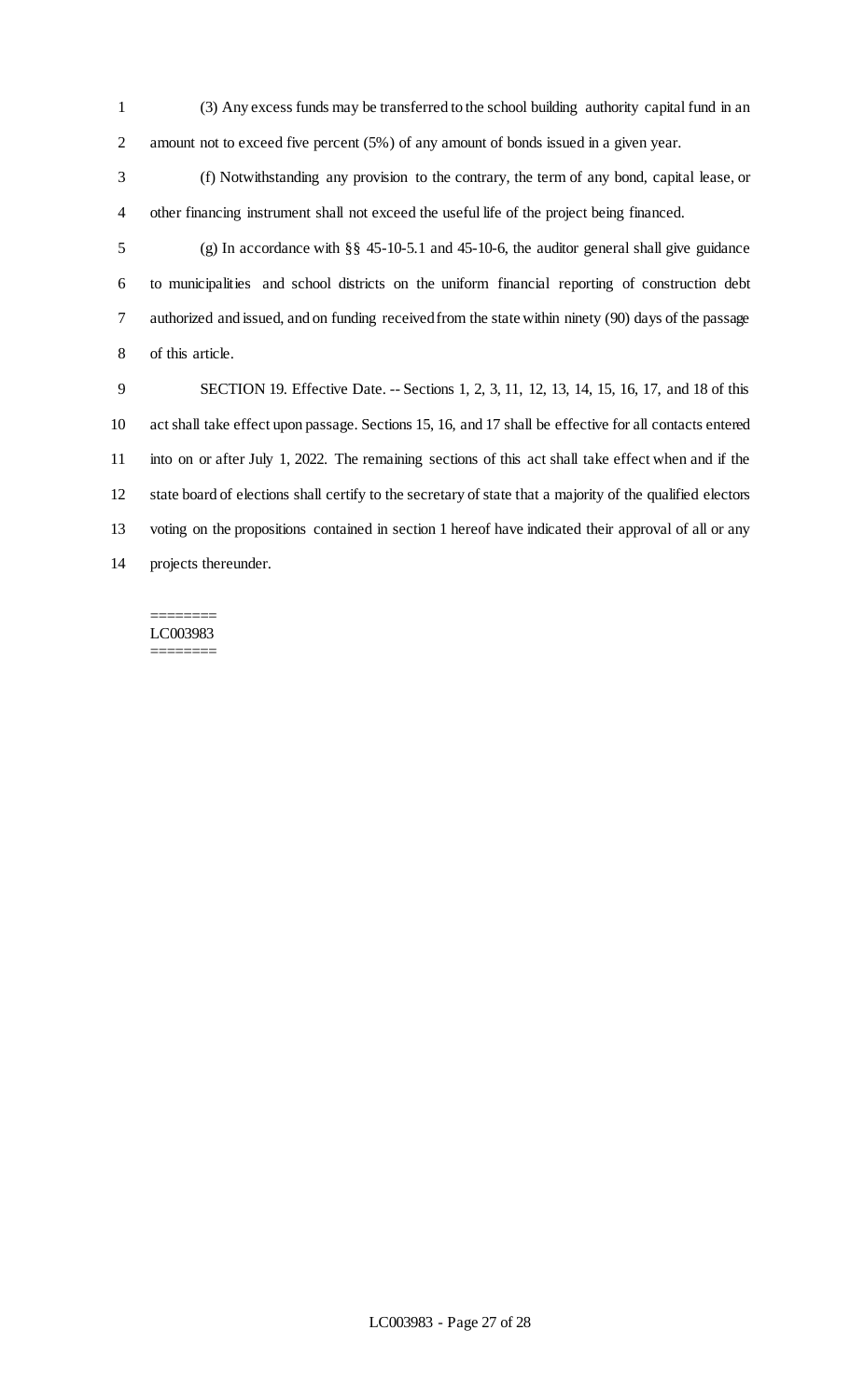(3) Any excess funds may be transferred to the school building authority capital fund in an amount not to exceed five percent (5%) of any amount of bonds issued in a given year.

(f) Notwithstanding any provision to the contrary, the term of any bond, capital lease, or other financing instrument shall not exceed the useful life of the project being financed.

(g) In accordance with §§ 45-10-5.1 and 45-10-6, the auditor general shall give guidance to municipalities and school districts on the uniform financial reporting of construction debt authorized and issued, and on funding received from the state within ninety (90) days of the passage of this article.

SECTION 19. Effective Date. -- Sections 1, 2, 3, 11, 12, 13, 14, 15, 16, 17, and 18 of this act shall take effect upon passage. Sections 15, 16, and 17 shall be effective for all contacts entered into on or after July 1, 2022. The remaining sections of this act shall take effect when and if the state board of elections shall certify to the secretary of state that a majority of the qualified electors voting on the propositions contained in section 1 hereof have indicated their approval of all or any projects thereunder.

========
LC003983
========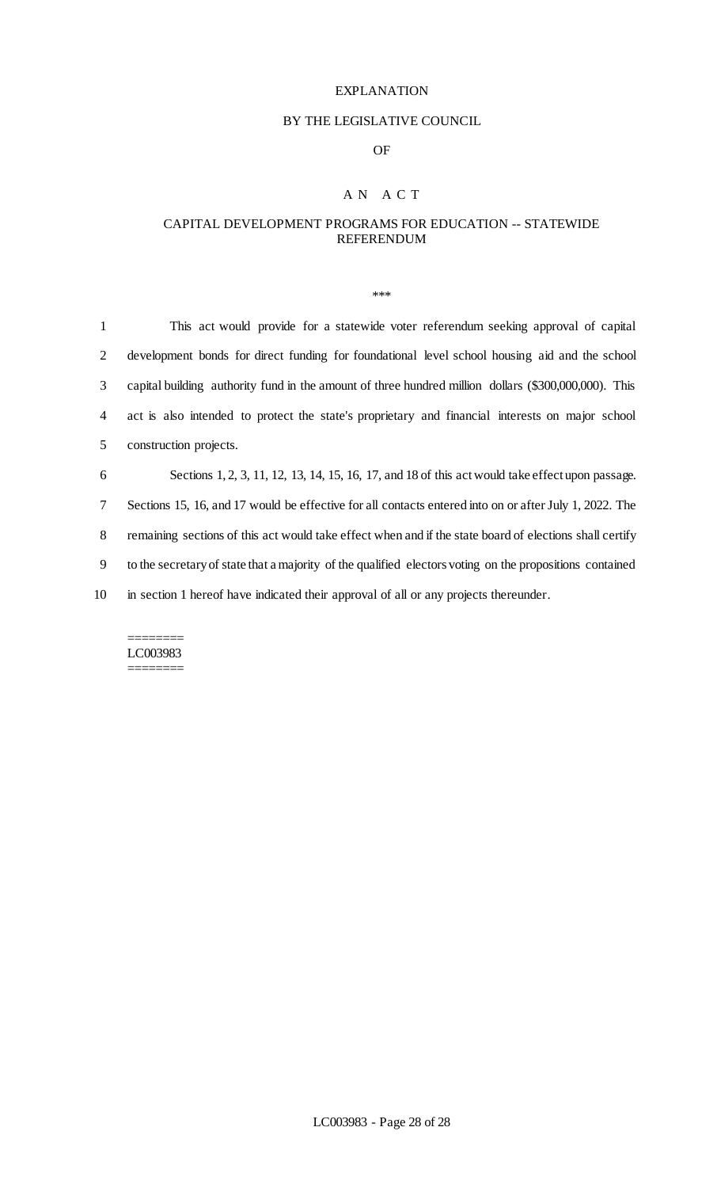EXPLANATION

BY THE LEGISLATIVE COUNCIL

OF

A N A C T

CAPITAL DEVELOPMENT PROGRAMS FOR EDUCATION -- STATEWIDE REFERENDUM

***

This act would provide for a statewide voter referendum seeking approval of capital development bonds for direct funding for foundational level school housing aid and the school capital building authority fund in the amount of three hundred million dollars ($300,000,000). This act is also intended to protect the state's proprietary and financial interests on major school construction projects.

Sections 1, 2, 3, 11, 12, 13, 14, 15, 16, 17, and 18 of this act would take effect upon passage. Sections 15, 16, and 17 would be effective for all contacts entered into on or after July 1, 2022. The remaining sections of this act would take effect when and if the state board of elections shall certify to the secretary of state that a majority of the qualified electors voting on the propositions contained in section 1 hereof have indicated their approval of all or any projects thereunder.

========
LC003983
========